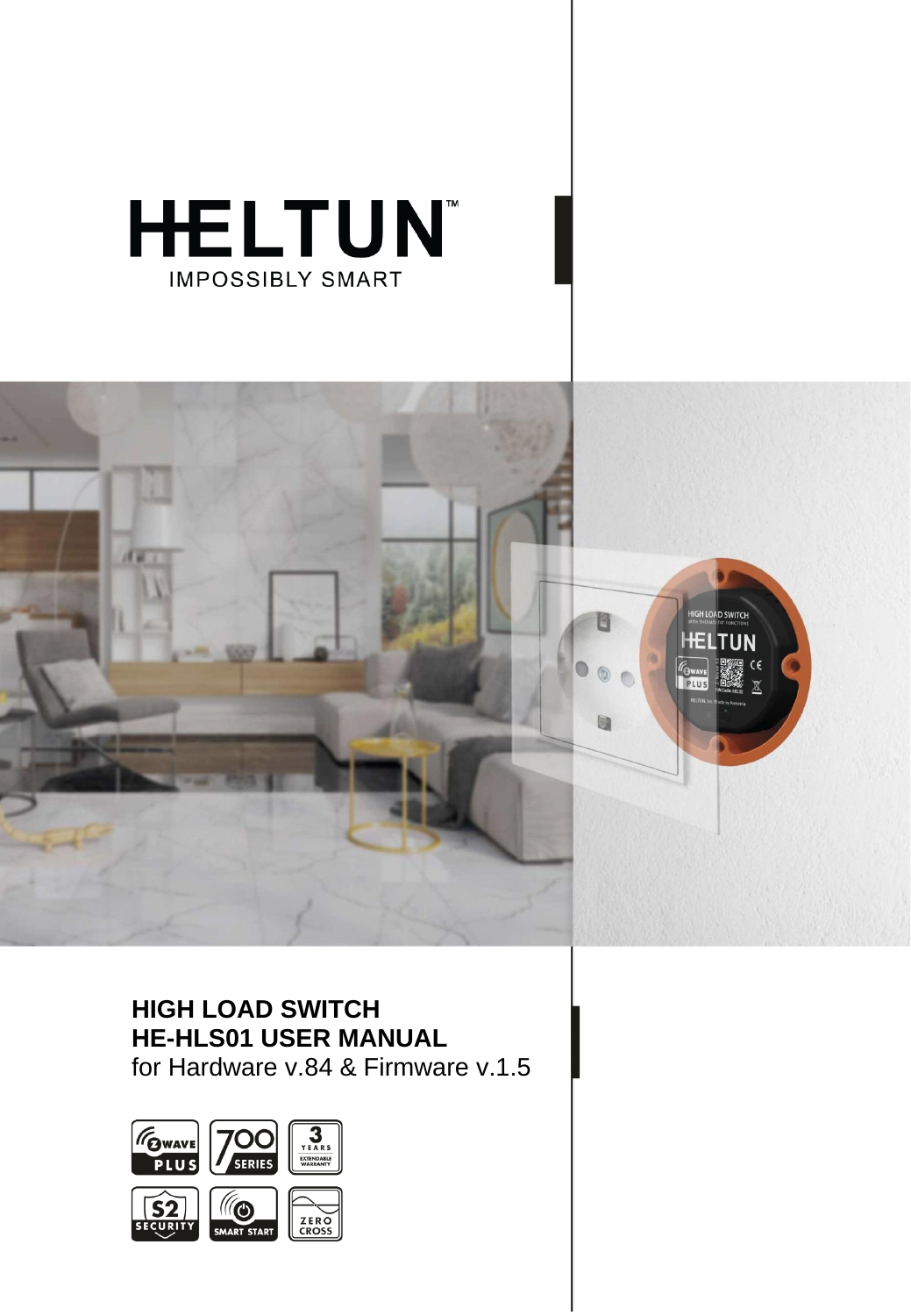# HELTUN™

IMPOSSIBLY SMART

**HIGH LOAD SWITCH**

**HE-HLS01 USER MANUAL**

for Hardware v.84 & Firmware v.1.5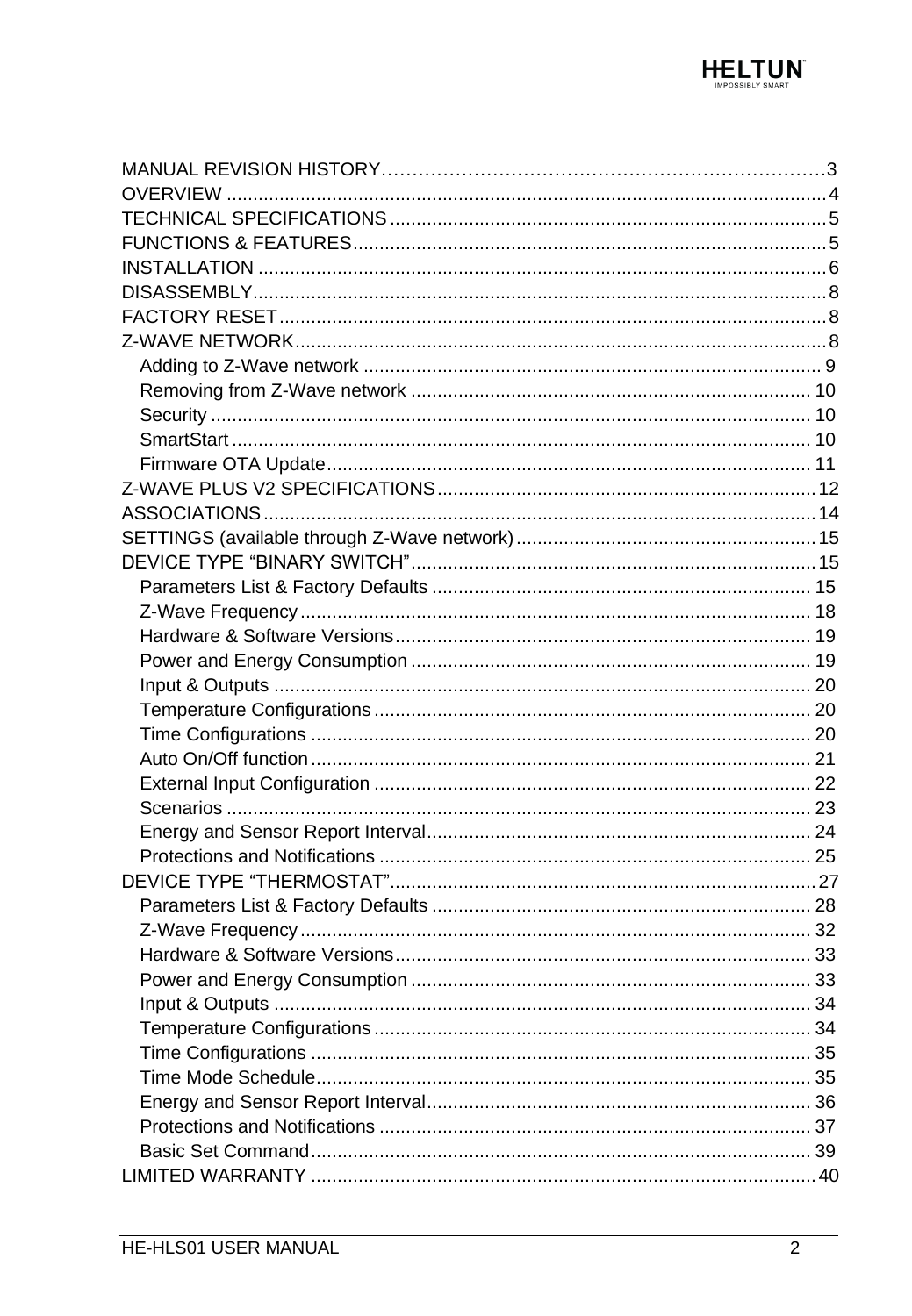MANUAL REVISION HISTORY ........................................................................ 3
OVERVIEW ........................................................................................................ 4
TECHNICAL SPECIFICATIONS ................................................................................ 5
FUNCTIONS & FEATURES ........................................................................................ 5
INSTALLATION ........................................................................................................ 6
DISASSEMBLY ......................................................................................................... 8
FACTORY RESET ..................................................................................................... 8
Z-WAVE NETWORK .................................................................................................. 8
- Adding to Z-Wave network ..................................................................................... 9
- Removing from Z-Wave network .......................................................................... 10
- Security ................................................................................................................. 10
- SmartStart ............................................................................................................. 10
- Firmware OTA Update .......................................................................................... 11

Z-WAVE PLUS V2 SPECIFICATIONS ...................................................................... 12
ASSOCIATIONS ....................................................................................................... 14
SETTINGS (available through Z-Wave network) ........................................................ 15
DEVICE TYPE “BINARY SWITCH” ........................................................................... 15
- Parameters List & Factory Defaults ...................................................................... 15
- Z-Wave Frequency ............................................................................................... 18
- Hardware & Software Versions ............................................................................. 19
- Power and Energy Consumption .......................................................................... 19
- Input & Outputs .................................................................................................... 20
- Temperature Configurations ................................................................................. 20
- Time Configurations ............................................................................................. 20
- Auto On/Off function ............................................................................................. 21
- External Input Configuration ................................................................................. 22
- Scenarios ............................................................................................................. 23
- Energy and Sensor Report Interval ....................................................................... 24
- Protections and Notifications ................................................................................ 25

DEVICE TYPE “THERMOSTAT” ............................................................................... 27
- Parameters List & Factory Defaults ...................................................................... 28
- Z-Wave Frequency ............................................................................................... 32
- Hardware & Software Versions ............................................................................. 33
- Power and Energy Consumption .......................................................................... 33
- Input & Outputs .................................................................................................... 34
- Temperature Configurations ................................................................................. 34
- Time Configurations ............................................................................................. 35
- Time Mode Schedule ............................................................................................ 35
- Energy and Sensor Report Interval ....................................................................... 36
- Protections and Notifications ................................................................................ 37
- Basic Set Command ............................................................................................. 39

LIMITED WARRANTY .............................................................................................. 40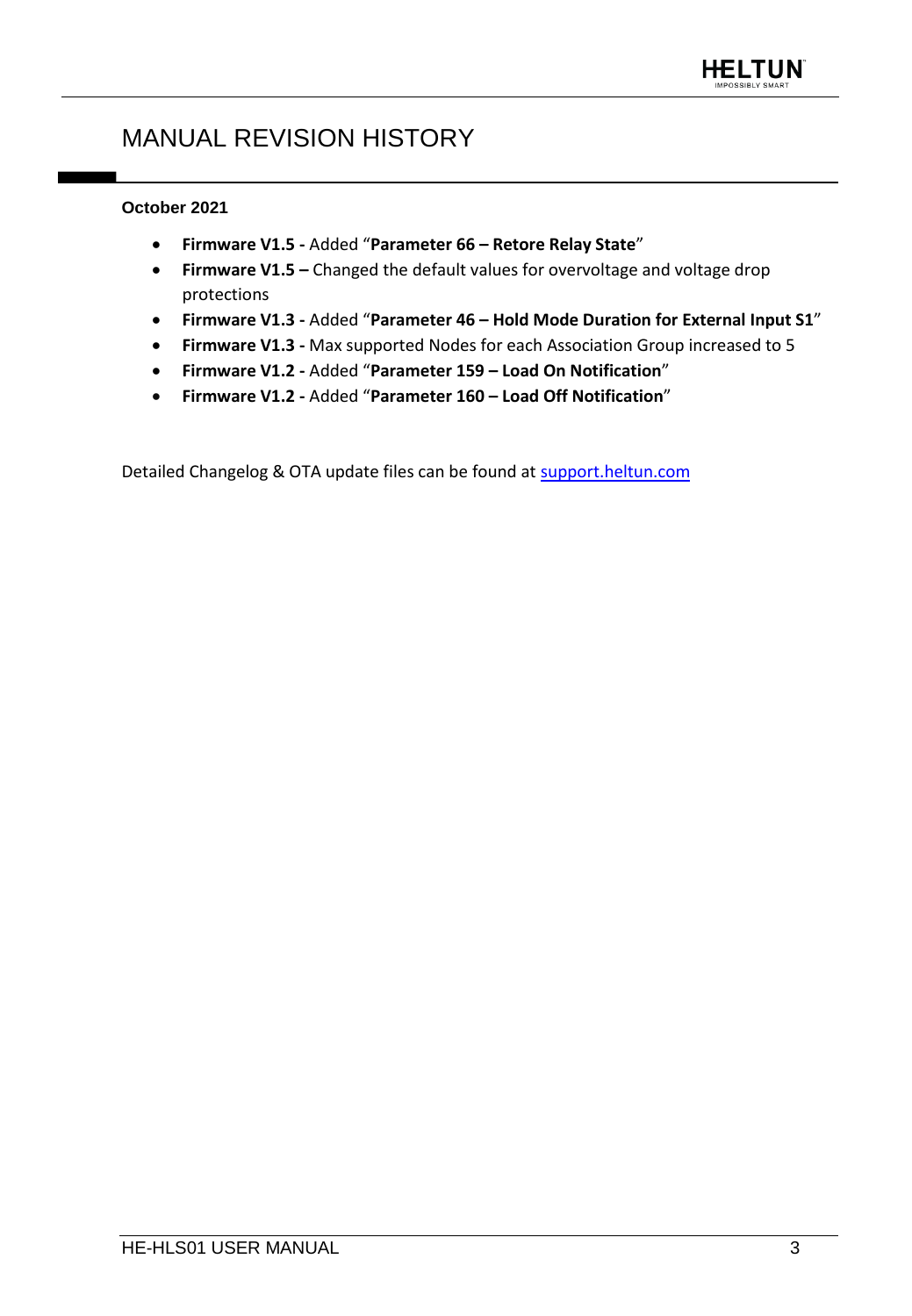# MANUAL REVISION HISTORY

**October 2021**

- **Firmware V1.5 -** Added "**Parameter 66 – Retore Relay State**"
- **Firmware V1.5 –** Changed the default values for overvoltage and voltage drop protections
- **Firmware V1.3 -** Added "**Parameter 46 – Hold Mode Duration for External Input S1**"
- **Firmware V1.3 -** Max supported Nodes for each Association Group increased to 5
- **Firmware V1.2 -** Added "**Parameter 159 – Load On Notification**"
- **Firmware V1.2 -** Added "**Parameter 160 – Load Off Notification**"

Detailed Changelog & OTA update files can be found at support.heltun.com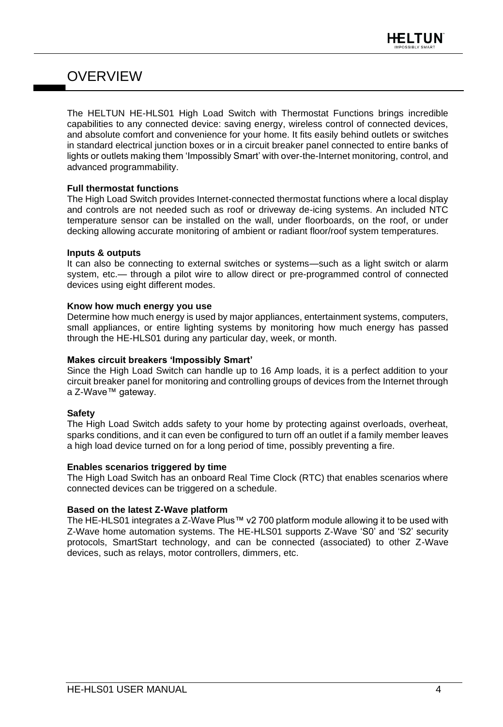# OVERVIEW

The HELTUN HE-HLS01 High Load Switch with Thermostat Functions brings incredible capabilities to any connected device: saving energy, wireless control of connected devices, and absolute comfort and convenience for your home. It fits easily behind outlets or switches in standard electrical junction boxes or in a circuit breaker panel connected to entire banks of lights or outlets making them 'Impossibly Smart' with over-the-Internet monitoring, control, and advanced programmability.

**Full thermostat functions**
The High Load Switch provides Internet-connected thermostat functions where a local display and controls are not needed such as roof or driveway de-icing systems. An included NTC temperature sensor can be installed on the wall, under floorboards, on the roof, or under decking allowing accurate monitoring of ambient or radiant floor/roof system temperatures.

**Inputs & outputs**
It can also be connecting to external switches or systems—such as a light switch or alarm system, etc.— through a pilot wire to allow direct or pre-programmed control of connected devices using eight different modes.

**Know how much energy you use**
Determine how much energy is used by major appliances, entertainment systems, computers, small appliances, or entire lighting systems by monitoring how much energy has passed through the HE-HLS01 during any particular day, week, or month.

**Makes circuit breakers 'Impossibly Smart'**
Since the High Load Switch can handle up to 16 Amp loads, it is a perfect addition to your circuit breaker panel for monitoring and controlling groups of devices from the Internet through a Z-Wave™ gateway.

**Safety**
The High Load Switch adds safety to your home by protecting against overloads, overheat, sparks conditions, and it can even be configured to turn off an outlet if a family member leaves a high load device turned on for a long period of time, possibly preventing a fire.

**Enables scenarios triggered by time**
The High Load Switch has an onboard Real Time Clock (RTC) that enables scenarios where connected devices can be triggered on a schedule.

**Based on the latest Z-Wave platform**
The HE-HLS01 integrates a Z-Wave Plus™ v2 700 platform module allowing it to be used with Z-Wave home automation systems. The HE-HLS01 supports Z-Wave 'S0' and 'S2' security protocols, SmartStart technology, and can be connected (associated) to other Z-Wave devices, such as relays, motor controllers, dimmers, etc.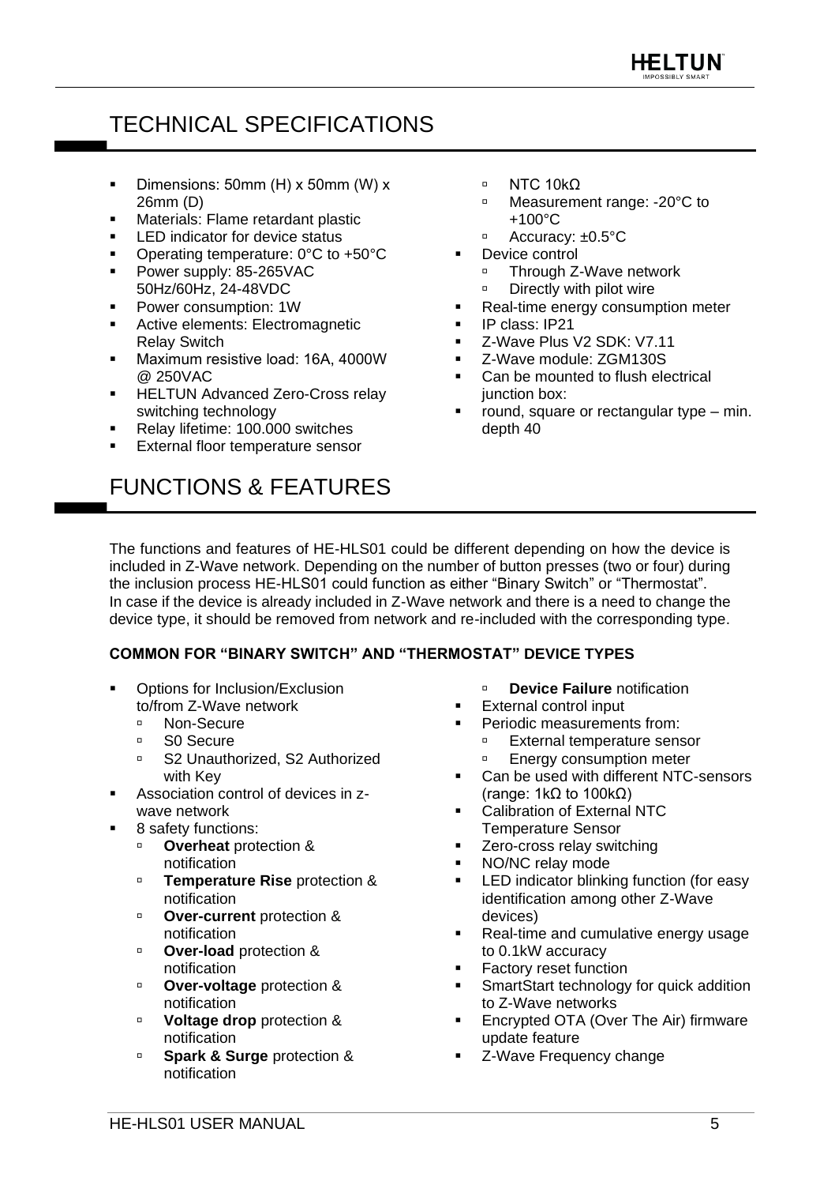# TECHNICAL SPECIFICATIONS

- Dimensions: 50mm (H) x 50mm (W) x 26mm (D)
- Materials: Flame retardant plastic
- LED indicator for device status
- Operating temperature: 0°C to +50°C
- Power supply: 85-265VAC 50Hz/60Hz, 24-48VDC
- Power consumption: 1W
- Active elements: Electromagnetic Relay Switch
- Maximum resistive load: 16A, 4000W @ 250VAC
- HELTUN Advanced Zero-Cross relay switching technology
- Relay lifetime: 100.000 switches
- External floor temperature sensor
  - NTC 10kΩ
  - Measurement range: -20°C to +100°C
  - Accuracy: ±0.5°C
- Device control
  - Through Z-Wave network
  - Directly with pilot wire
- Real-time energy consumption meter
- IP class: IP21
- Z-Wave Plus V2 SDK: V7.11
- Z-Wave module: ZGM130S
- Can be mounted to flush electrical junction box:
- round, square or rectangular type – min. depth 40

# FUNCTIONS & FEATURES

The functions and features of HE-HLS01 could be different depending on how the device is included in Z-Wave network. Depending on the number of button presses (two or four) during the inclusion process HE-HLS01 could function as either "Binary Switch" or "Thermostat". In case if the device is already included in Z-Wave network and there is a need to change the device type, it should be removed from network and re-included with the corresponding type.

### COMMON FOR "BINARY SWITCH" AND "THERMOSTAT" DEVICE TYPES

- Options for Inclusion/Exclusion to/from Z-Wave network
  - Non-Secure
  - S0 Secure
  - S2 Unauthorized, S2 Authorized with Key
- Association control of devices in z-wave network
- 8 safety functions:
  - **Overheat** protection & notification
  - **Temperature Rise** protection & notification
  - **Over-current** protection & notification
  - **Over-load** protection & notification
  - **Over-voltage** protection & notification
  - **Voltage drop** protection & notification
  - **Spark & Surge** protection & notification
  - **Device Failure** notification
- External control input
- Periodic measurements from:
  - External temperature sensor
  - Energy consumption meter
- Can be used with different NTC-sensors (range: 1kΩ to 100kΩ)
- Calibration of External NTC Temperature Sensor
- Zero-cross relay switching
- NO/NC relay mode
- LED indicator blinking function (for easy identification among other Z-Wave devices)
- Real-time and cumulative energy usage to 0.1kW accuracy
- Factory reset function
- SmartStart technology for quick addition to Z-Wave networks
- Encrypted OTA (Over The Air) firmware update feature
- Z-Wave Frequency change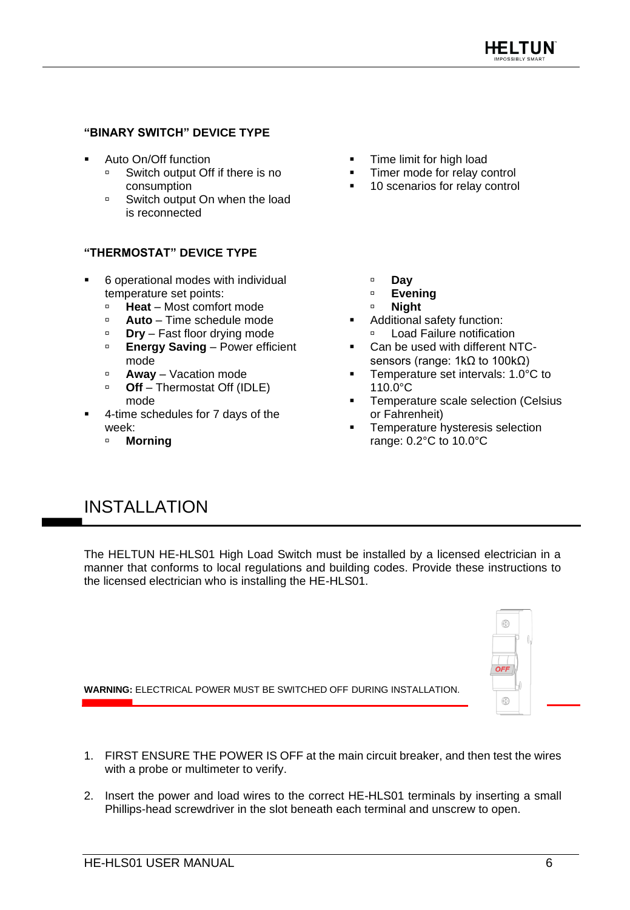### "BINARY SWITCH" DEVICE TYPE

- Auto On/Off function
  - Switch output Off if there is no consumption
  - Switch output On when the load is reconnected
- Time limit for high load
- Timer mode for relay control
- 10 scenarios for relay control

### "THERMOSTAT" DEVICE TYPE

- 6 operational modes with individual temperature set points:
  - **Heat** – Most comfort mode
  - **Auto** – Time schedule mode
  - **Dry** – Fast floor drying mode
  - **Energy Saving** – Power efficient mode
  - **Away** – Vacation mode
  - **Off** – Thermostat Off (IDLE) mode
- 4-time schedules for 7 days of the week:
  - **Morning**
  - **Day**
  - **Evening**
  - **Night**
- Additional safety function:
  - Load Failure notification
- Can be used with different NTC-sensors (range: 1kΩ to 100kΩ)
- Temperature set intervals: 1.0°C to 110.0°C
- Temperature scale selection (Celsius or Fahrenheit)
- Temperature hysteresis selection range: 0.2°C to 10.0°C

# INSTALLATION

The HELTUN HE-HLS01 High Load Switch must be installed by a licensed electrician in a manner that conforms to local regulations and building codes. Provide these instructions to the licensed electrician who is installing the HE-HLS01.

**WARNING:** ELECTRICAL POWER MUST BE SWITCHED OFF DURING INSTALLATION.

1. FIRST ENSURE THE POWER IS OFF at the main circuit breaker, and then test the wires with a probe or multimeter to verify.

2. Insert the power and load wires to the correct HE-HLS01 terminals by inserting a small Phillips-head screwdriver in the slot beneath each terminal and unscrew to open.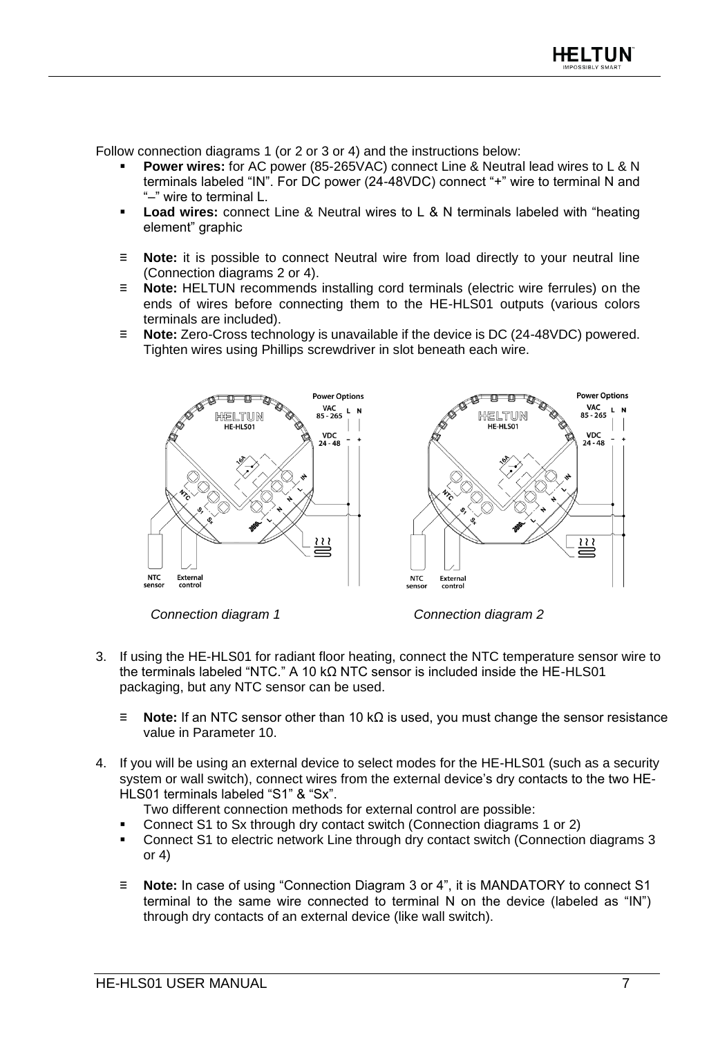Follow connection diagrams 1 (or 2 or 3 or 4) and the instructions below:

- **Power wires:** for AC power (85-265VAC) connect Line & Neutral lead wires to L & N terminals labeled "IN". For DC power (24-48VDC) connect "+" wire to terminal N and "–" wire to terminal L.
- **Load wires:** connect Line & Neutral wires to L & N terminals labeled with "heating element" graphic

≡ **Note:** it is possible to connect Neutral wire from load directly to your neutral line (Connection diagrams 2 or 4).

≡ **Note:** HELTUN recommends installing cord terminals (electric wire ferrules) on the ends of wires before connecting them to the HE-HLS01 outputs (various colors terminals are included).

≡ **Note:** Zero-Cross technology is unavailable if the device is DC (24-48VDC) powered. Tighten wires using Phillips screwdriver in slot beneath each wire.

*Connection diagram 1*

*Connection diagram 2*

3. If using the HE-HLS01 for radiant floor heating, connect the NTC temperature sensor wire to the terminals labeled "NTC." A 10 kΩ NTC sensor is included inside the HE-HLS01 packaging, but any NTC sensor can be used.

   ≡ **Note:** If an NTC sensor other than 10 kΩ is used, you must change the sensor resistance value in Parameter 10.

4. If you will be using an external device to select modes for the HE-HLS01 (such as a security system or wall switch), connect wires from the external device's dry contacts to the two HE-HLS01 terminals labeled "S1" & "Sx".

   Two different connection methods for external control are possible:
   - Connect S1 to Sx through dry contact switch (Connection diagrams 1 or 2)
   - Connect S1 to electric network Line through dry contact switch (Connection diagrams 3 or 4)

   ≡ **Note:** In case of using "Connection Diagram 3 or 4", it is MANDATORY to connect S1 terminal to the same wire connected to terminal N on the device (labeled as "IN") through dry contacts of an external device (like wall switch).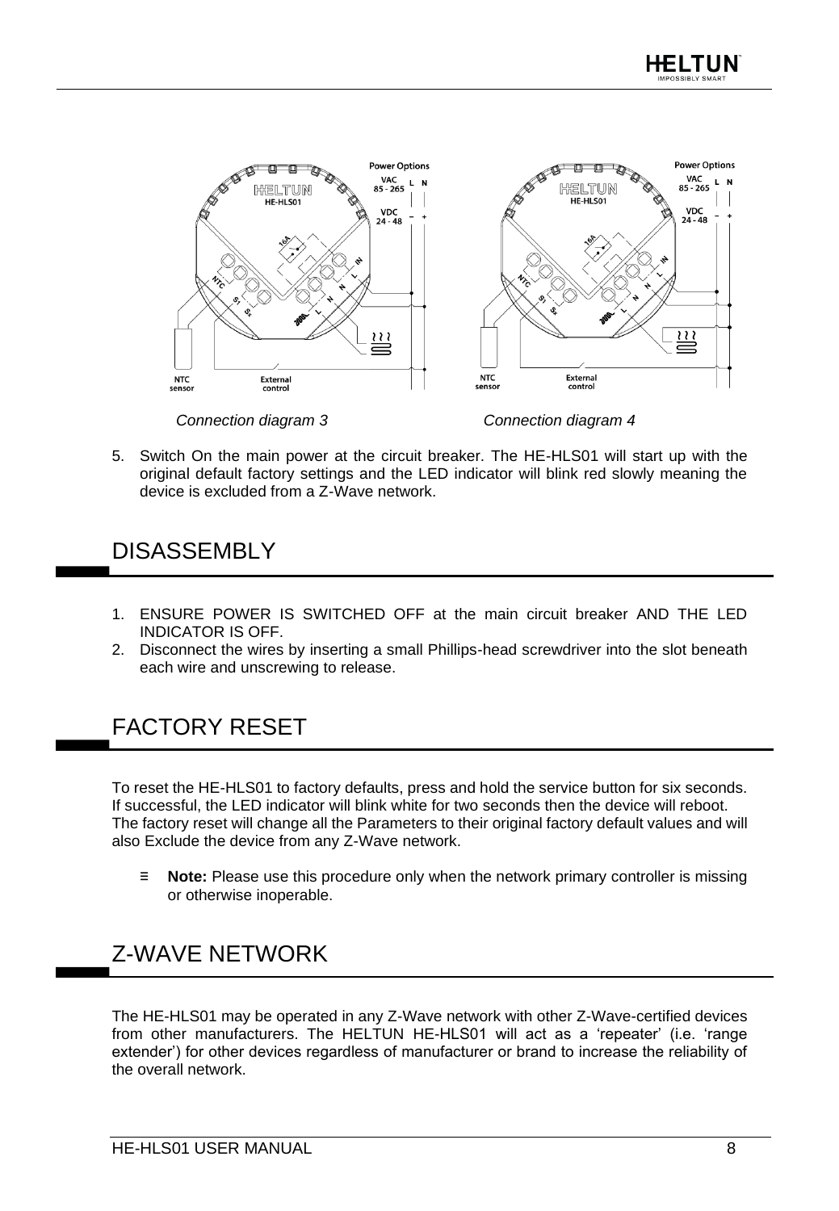Power Options
VAC 85 - 265 L N
VDC 24 - 48 − +
NTC sensor
External control

*Connection diagram 3*

Power Options
VAC 85 - 265 L N
VDC 24 - 48 − +
NTC sensor
External control

*Connection diagram 4*

5. Switch On the main power at the circuit breaker. The HE-HLS01 will start up with the original default factory settings and the LED indicator will blink red slowly meaning the device is excluded from a Z-Wave network.

# DISASSEMBLY

1. ENSURE POWER IS SWITCHED OFF at the main circuit breaker AND THE LED INDICATOR IS OFF.
2. Disconnect the wires by inserting a small Phillips-head screwdriver into the slot beneath each wire and unscrewing to release.

# FACTORY RESET

To reset the HE-HLS01 to factory defaults, press and hold the service button for six seconds. If successful, the LED indicator will blink white for two seconds then the device will reboot. The factory reset will change all the Parameters to their original factory default values and will also Exclude the device from any Z-Wave network.

≡ **Note:** Please use this procedure only when the network primary controller is missing or otherwise inoperable.

# Z-WAVE NETWORK

The HE-HLS01 may be operated in any Z-Wave network with other Z-Wave-certified devices from other manufacturers. The HELTUN HE-HLS01 will act as a 'repeater' (i.e. 'range extender') for other devices regardless of manufacturer or brand to increase the reliability of the overall network.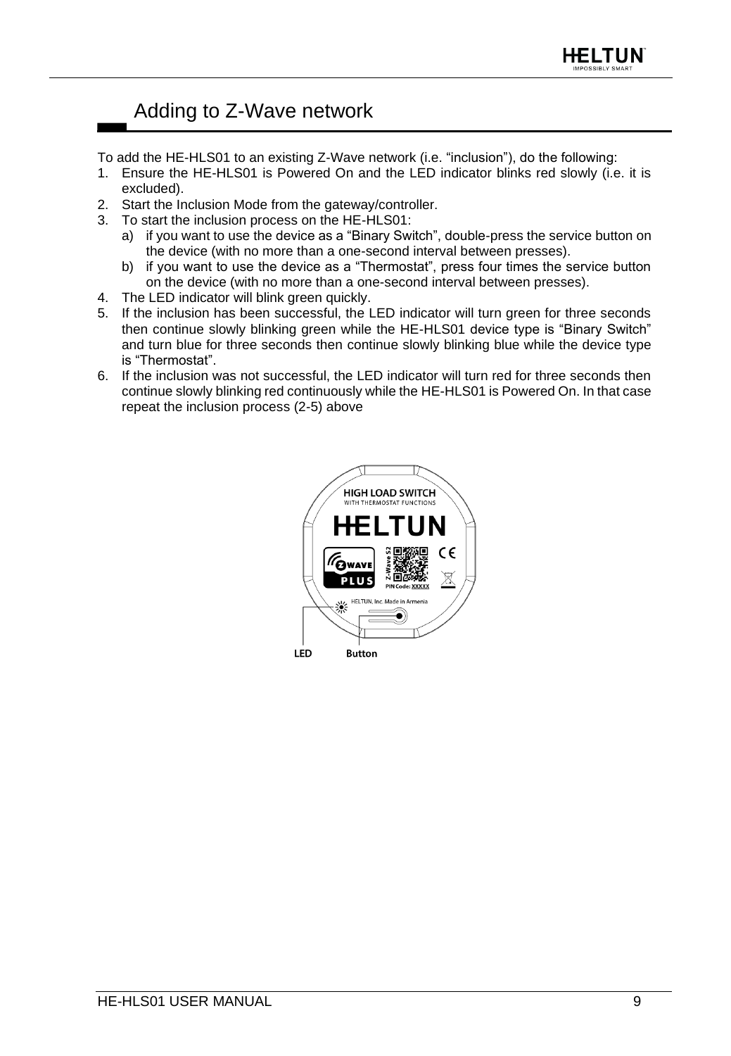## Adding to Z-Wave network

To add the HE-HLS01 to an existing Z-Wave network (i.e. "inclusion"), do the following:

1. Ensure the HE-HLS01 is Powered On and the LED indicator blinks red slowly (i.e. it is excluded).
2. Start the Inclusion Mode from the gateway/controller.
3. To start the inclusion process on the HE-HLS01:
   a) if you want to use the device as a "Binary Switch", double-press the service button on the device (with no more than a one-second interval between presses).
   b) if you want to use the device as a "Thermostat", press four times the service button on the device (with no more than a one-second interval between presses).
4. The LED indicator will blink green quickly.
5. If the inclusion has been successful, the LED indicator will turn green for three seconds then continue slowly blinking green while the HE-HLS01 device type is "Binary Switch" and turn blue for three seconds then continue slowly blinking blue while the device type is "Thermostat".
6. If the inclusion was not successful, the LED indicator will turn red for three seconds then continue slowly blinking red continuously while the HE-HLS01 is Powered On. In that case repeat the inclusion process (2-5) above

HIGH LOAD SWITCH
WITH THERMOSTAT FUNCTIONS
HELTUN
Z-Wave S2
PIN Code: XXXXX
HELTUN, Inc. Made in Armenia
LED
Button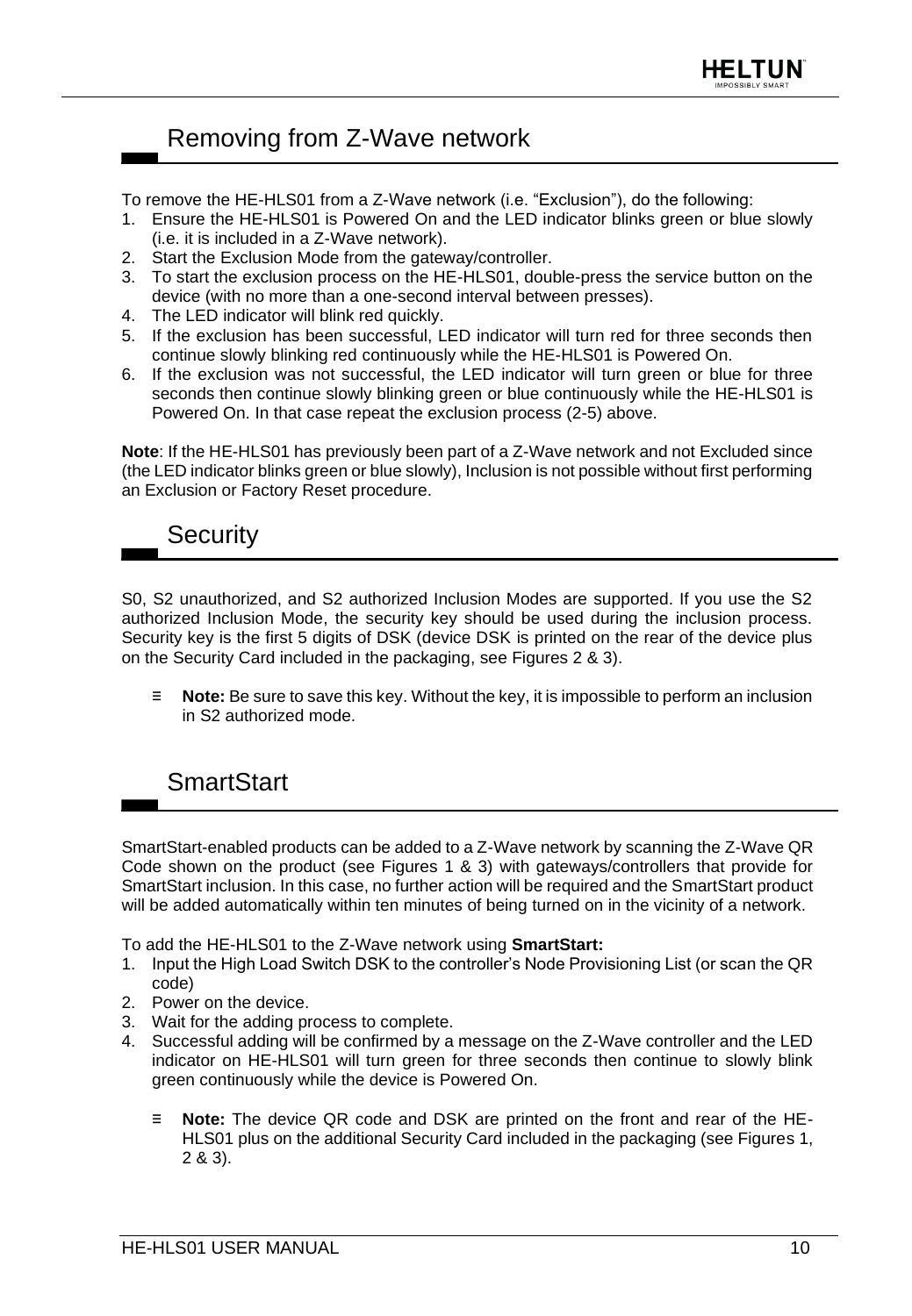## Removing from Z-Wave network

To remove the HE-HLS01 from a Z-Wave network (i.e. “Exclusion”), do the following:

1. Ensure the HE-HLS01 is Powered On and the LED indicator blinks green or blue slowly (i.e. it is included in a Z-Wave network).
2. Start the Exclusion Mode from the gateway/controller.
3. To start the exclusion process on the HE-HLS01, double-press the service button on the device (with no more than a one-second interval between presses).
4. The LED indicator will blink red quickly.
5. If the exclusion has been successful, LED indicator will turn red for three seconds then continue slowly blinking red continuously while the HE-HLS01 is Powered On.
6. If the exclusion was not successful, the LED indicator will turn green or blue for three seconds then continue slowly blinking green or blue continuously while the HE-HLS01 is Powered On. In that case repeat the exclusion process (2-5) above.

**Note**: If the HE-HLS01 has previously been part of a Z-Wave network and not Excluded since (the LED indicator blinks green or blue slowly), Inclusion is not possible without first performing an Exclusion or Factory Reset procedure.

## Security

S0, S2 unauthorized, and S2 authorized Inclusion Modes are supported. If you use the S2 authorized Inclusion Mode, the security key should be used during the inclusion process. Security key is the first 5 digits of DSK (device DSK is printed on the rear of the device plus on the Security Card included in the packaging, see Figures 2 & 3).

- **Note:** Be sure to save this key. Without the key, it is impossible to perform an inclusion in S2 authorized mode.

## SmartStart

SmartStart-enabled products can be added to a Z-Wave network by scanning the Z-Wave QR Code shown on the product (see Figures 1 & 3) with gateways/controllers that provide for SmartStart inclusion. In this case, no further action will be required and the SmartStart product will be added automatically within ten minutes of being turned on in the vicinity of a network.

To add the HE-HLS01 to the Z-Wave network using **SmartStart:**

1. Input the High Load Switch DSK to the controller’s Node Provisioning List (or scan the QR code)
2. Power on the device.
3. Wait for the adding process to complete.
4. Successful adding will be confirmed by a message on the Z-Wave controller and the LED indicator on HE-HLS01 will turn green for three seconds then continue to slowly blink green continuously while the device is Powered On.

   - **Note:** The device QR code and DSK are printed on the front and rear of the HE-HLS01 plus on the additional Security Card included in the packaging (see Figures 1, 2 & 3).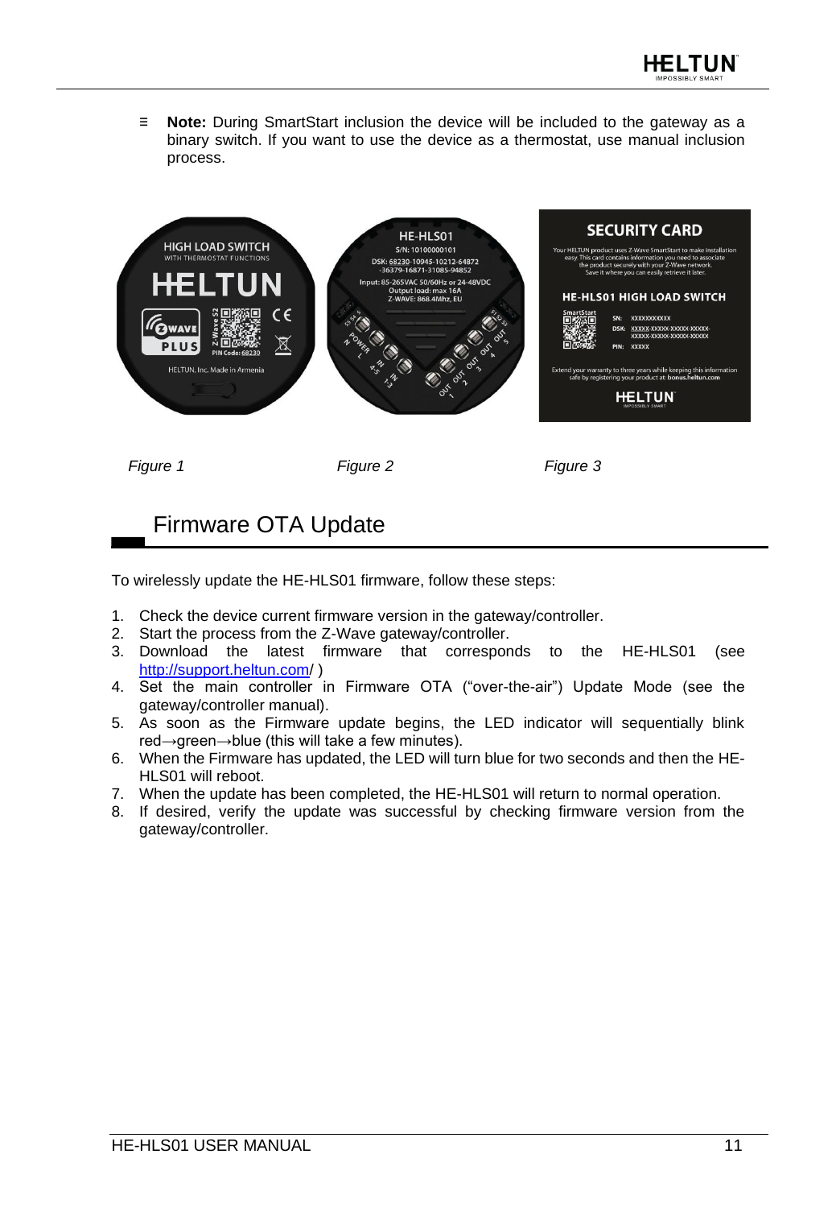- **Note:** During SmartStart inclusion the device will be included to the gateway as a binary switch. If you want to use the device as a thermostat, use manual inclusion process.

*Figure 1* *Figure 2* *Figure 3*

## Firmware OTA Update

To wirelessly update the HE-HLS01 firmware, follow these steps:

1. Check the device current firmware version in the gateway/controller.
2. Start the process from the Z-Wave gateway/controller.
3. Download the latest firmware that corresponds to the HE-HLS01 (see http://support.heltun.com/ )
4. Set the main controller in Firmware OTA ("over-the-air") Update Mode (see the gateway/controller manual).
5. As soon as the Firmware update begins, the LED indicator will sequentially blink red→green→blue (this will take a few minutes).
6. When the Firmware has updated, the LED will turn blue for two seconds and then the HE-HLS01 will reboot.
7. When the update has been completed, the HE-HLS01 will return to normal operation.
8. If desired, verify the update was successful by checking firmware version from the gateway/controller.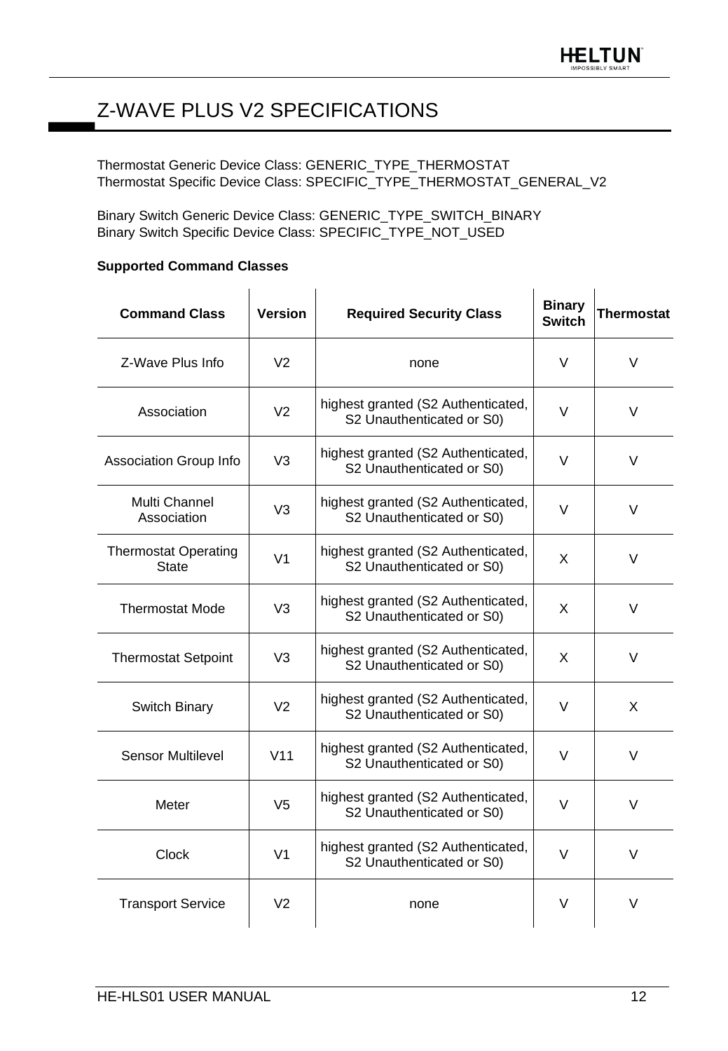# Z-WAVE PLUS V2 SPECIFICATIONS

Thermostat Generic Device Class: GENERIC_TYPE_THERMOSTAT
Thermostat Specific Device Class: SPECIFIC_TYPE_THERMOSTAT_GENERAL_V2

Binary Switch Generic Device Class: GENERIC_TYPE_SWITCH_BINARY
Binary Switch Specific Device Class: SPECIFIC_TYPE_NOT_USED

**Supported Command Classes**

| Command Class | Version | Required Security Class | Binary Switch | Thermostat |
|---|---|---|---|---|
| Z-Wave Plus Info | V2 | none | V | V |
| Association | V2 | highest granted (S2 Authenticated, S2 Unauthenticated or S0) | V | V |
| Association Group Info | V3 | highest granted (S2 Authenticated, S2 Unauthenticated or S0) | V | V |
| Multi Channel Association | V3 | highest granted (S2 Authenticated, S2 Unauthenticated or S0) | V | V |
| Thermostat Operating State | V1 | highest granted (S2 Authenticated, S2 Unauthenticated or S0) | X | V |
| Thermostat Mode | V3 | highest granted (S2 Authenticated, S2 Unauthenticated or S0) | X | V |
| Thermostat Setpoint | V3 | highest granted (S2 Authenticated, S2 Unauthenticated or S0) | X | V |
| Switch Binary | V2 | highest granted (S2 Authenticated, S2 Unauthenticated or S0) | V | X |
| Sensor Multilevel | V11 | highest granted (S2 Authenticated, S2 Unauthenticated or S0) | V | V |
| Meter | V5 | highest granted (S2 Authenticated, S2 Unauthenticated or S0) | V | V |
| Clock | V1 | highest granted (S2 Authenticated, S2 Unauthenticated or S0) | V | V |
| Transport Service | V2 | none | V | V |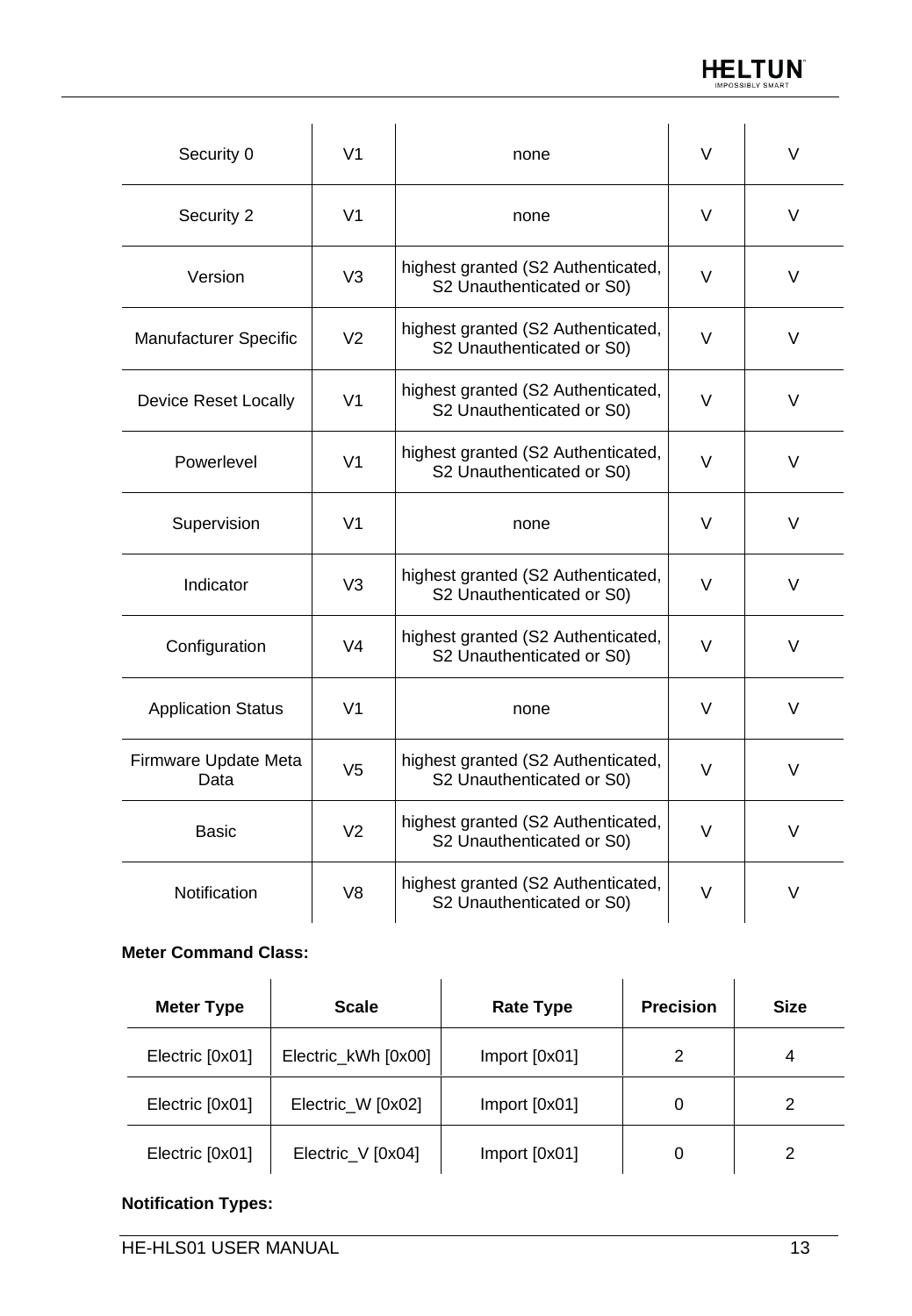| | | | | |
|---|---|---|---|---|
| Security 0 | V1 | none | V | V |
| Security 2 | V1 | none | V | V |
| Version | V3 | highest granted (S2 Authenticated, S2 Unauthenticated or S0) | V | V |
| Manufacturer Specific | V2 | highest granted (S2 Authenticated, S2 Unauthenticated or S0) | V | V |
| Device Reset Locally | V1 | highest granted (S2 Authenticated, S2 Unauthenticated or S0) | V | V |
| Powerlevel | V1 | highest granted (S2 Authenticated, S2 Unauthenticated or S0) | V | V |
| Supervision | V1 | none | V | V |
| Indicator | V3 | highest granted (S2 Authenticated, S2 Unauthenticated or S0) | V | V |
| Configuration | V4 | highest granted (S2 Authenticated, S2 Unauthenticated or S0) | V | V |
| Application Status | V1 | none | V | V |
| Firmware Update Meta Data | V5 | highest granted (S2 Authenticated, S2 Unauthenticated or S0) | V | V |
| Basic | V2 | highest granted (S2 Authenticated, S2 Unauthenticated or S0) | V | V |
| Notification | V8 | highest granted (S2 Authenticated, S2 Unauthenticated or S0) | V | V |

**Meter Command Class:**

| Meter Type | Scale | Rate Type | Precision | Size |
|---|---|---|---|---|
| Electric [0x01] | Electric_kWh [0x00] | Import [0x01] | 2 | 4 |
| Electric [0x01] | Electric_W [0x02] | Import [0x01] | 0 | 2 |
| Electric [0x01] | Electric_V [0x04] | Import [0x01] | 0 | 2 |

**Notification Types:**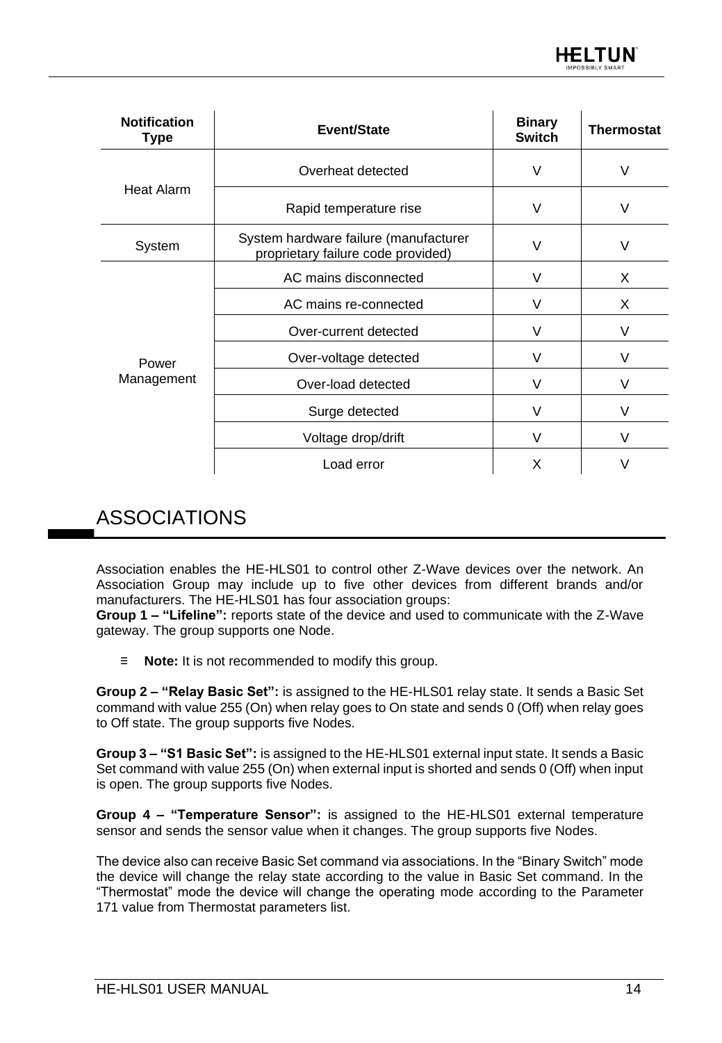| Notification Type | Event/State | Binary Switch | Thermostat |
|---|---|---|---|
| Heat Alarm | Overheat detected | V | V |
| | Rapid temperature rise | V | V |
| System | System hardware failure (manufacturer proprietary failure code provided) | V | V |
| Power Management | AC mains disconnected | V | X |
| | AC mains re-connected | V | X |
| | Over-current detected | V | V |
| | Over-voltage detected | V | V |
| | Over-load detected | V | V |
| | Surge detected | V | V |
| | Voltage drop/drift | V | V |
| | Load error | X | V |

# ASSOCIATIONS

Association enables the HE-HLS01 to control other Z-Wave devices over the network. An Association Group may include up to five other devices from different brands and/or manufacturers. The HE-HLS01 has four association groups:

**Group 1 – "Lifeline":** reports state of the device and used to communicate with the Z-Wave gateway. The group supports one Node.

- **Note:** It is not recommended to modify this group.

**Group 2 – "Relay Basic Set":** is assigned to the HE-HLS01 relay state. It sends a Basic Set command with value 255 (On) when relay goes to On state and sends 0 (Off) when relay goes to Off state. The group supports five Nodes.

**Group 3 – "S1 Basic Set":** is assigned to the HE-HLS01 external input state. It sends a Basic Set command with value 255 (On) when external input is shorted and sends 0 (Off) when input is open. The group supports five Nodes.

**Group 4 – "Temperature Sensor":** is assigned to the HE-HLS01 external temperature sensor and sends the sensor value when it changes. The group supports five Nodes.

The device also can receive Basic Set command via associations. In the "Binary Switch" mode the device will change the relay state according to the value in Basic Set command. In the "Thermostat" mode the device will change the operating mode according to the Parameter 171 value from Thermostat parameters list.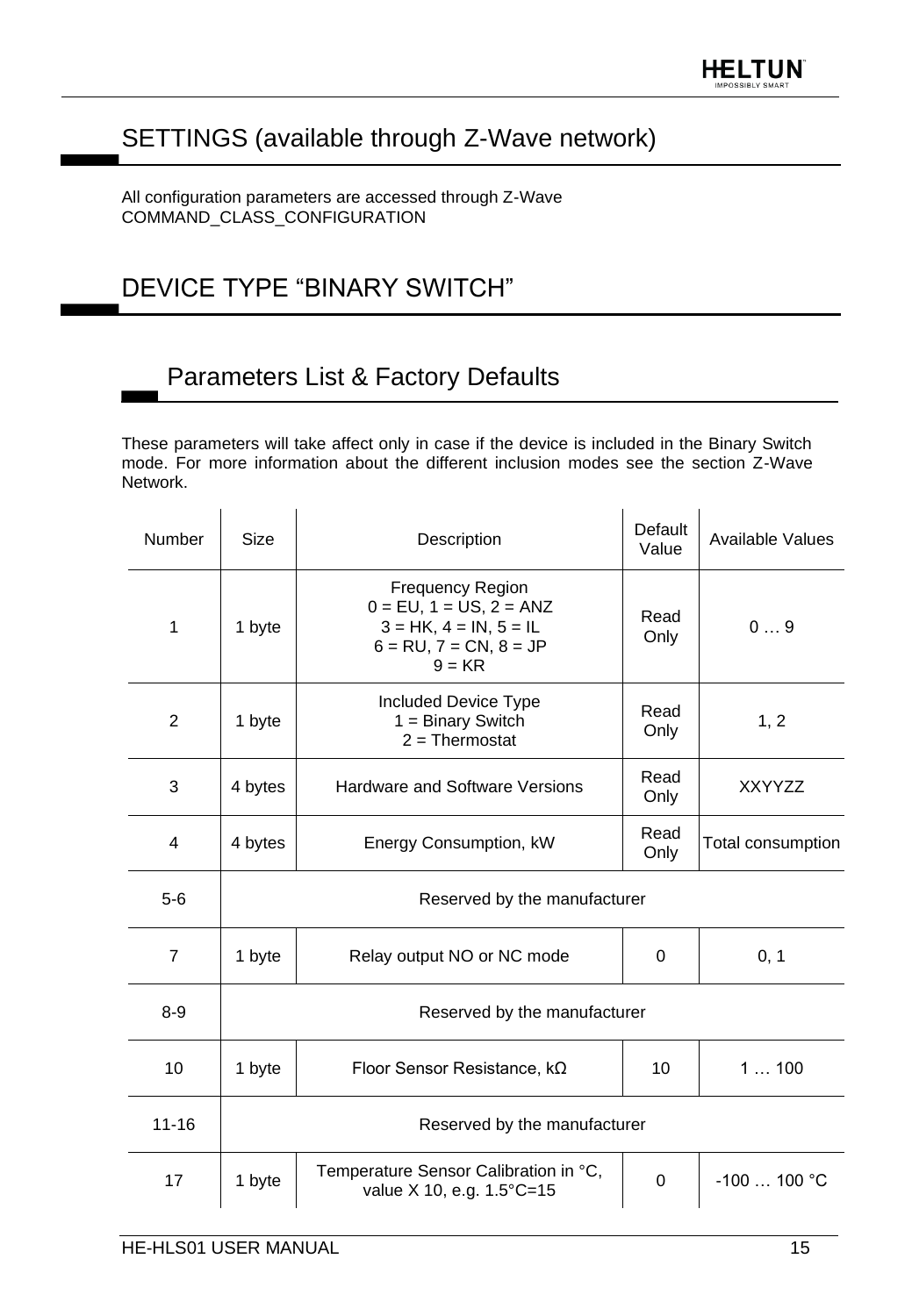# SETTINGS (available through Z-Wave network)

All configuration parameters are accessed through Z-Wave COMMAND_CLASS_CONFIGURATION

# DEVICE TYPE “BINARY SWITCH”

## Parameters List & Factory Defaults

These parameters will take affect only in case if the device is included in the Binary Switch mode. For more information about the different inclusion modes see the section Z-Wave Network.

| Number | Size | Description | Default Value | Available Values |
|---|---|---|---|---|
| 1 | 1 byte | Frequency Region<br>0 = EU, 1 = US, 2 = ANZ<br>3 = HK, 4 = IN, 5 = IL<br>6 = RU, 7 = CN, 8 = JP<br>9 = KR | Read Only | 0 … 9 |
| 2 | 1 byte | Included Device Type<br>1 = Binary Switch<br>2 = Thermostat | Read Only | 1, 2 |
| 3 | 4 bytes | Hardware and Software Versions | Read Only | XXYYZZ |
| 4 | 4 bytes | Energy Consumption, kW | Read Only | Total consumption |
| 5-6 | Reserved by the manufacturer | | | |
| 7 | 1 byte | Relay output NO or NC mode | 0 | 0, 1 |
| 8-9 | Reserved by the manufacturer | | | |
| 10 | 1 byte | Floor Sensor Resistance, kΩ | 10 | 1 … 100 |
| 11-16 | Reserved by the manufacturer | | | |
| 17 | 1 byte | Temperature Sensor Calibration in °C, value X 10, e.g. 1.5°C=15 | 0 | -100 … 100 °C |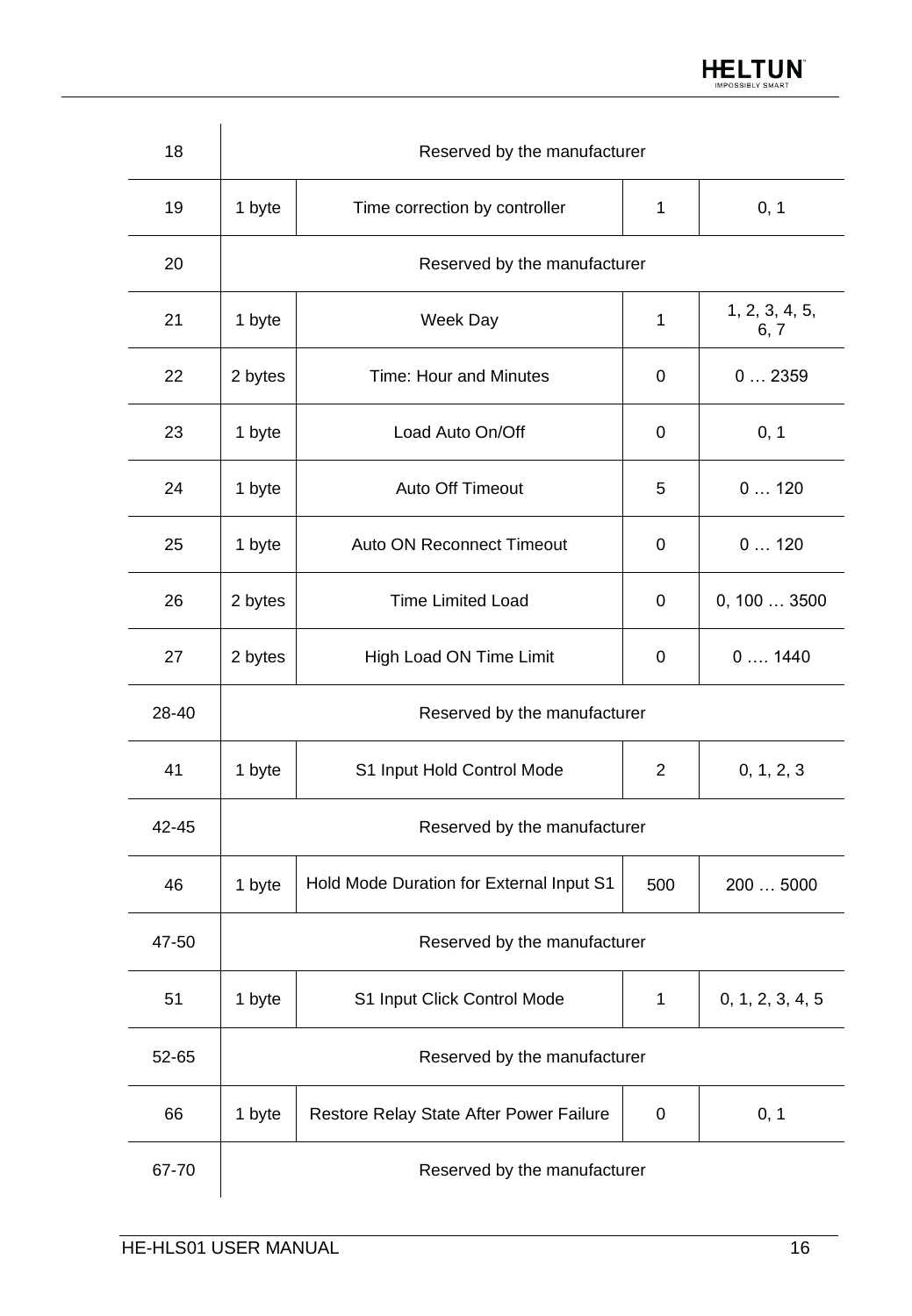| | | | | |
|---|---|---|---|---|
| 18 | Reserved by the manufacturer | | | |
| 19 | 1 byte | Time correction by controller | 1 | 0, 1 |
| 20 | Reserved by the manufacturer | | | |
| 21 | 1 byte | Week Day | 1 | 1, 2, 3, 4, 5, 6, 7 |
| 22 | 2 bytes | Time: Hour and Minutes | 0 | 0 … 2359 |
| 23 | 1 byte | Load Auto On/Off | 0 | 0, 1 |
| 24 | 1 byte | Auto Off Timeout | 5 | 0 … 120 |
| 25 | 1 byte | Auto ON Reconnect Timeout | 0 | 0 … 120 |
| 26 | 2 bytes | Time Limited Load | 0 | 0, 100 … 3500 |
| 27 | 2 bytes | High Load ON Time Limit | 0 | 0 …. 1440 |
| 28-40 | Reserved by the manufacturer | | | |
| 41 | 1 byte | S1 Input Hold Control Mode | 2 | 0, 1, 2, 3 |
| 42-45 | Reserved by the manufacturer | | | |
| 46 | 1 byte | Hold Mode Duration for External Input S1 | 500 | 200 … 5000 |
| 47-50 | Reserved by the manufacturer | | | |
| 51 | 1 byte | S1 Input Click Control Mode | 1 | 0, 1, 2, 3, 4, 5 |
| 52-65 | Reserved by the manufacturer | | | |
| 66 | 1 byte | Restore Relay State After Power Failure | 0 | 0, 1 |
| 67-70 | Reserved by the manufacturer | | | |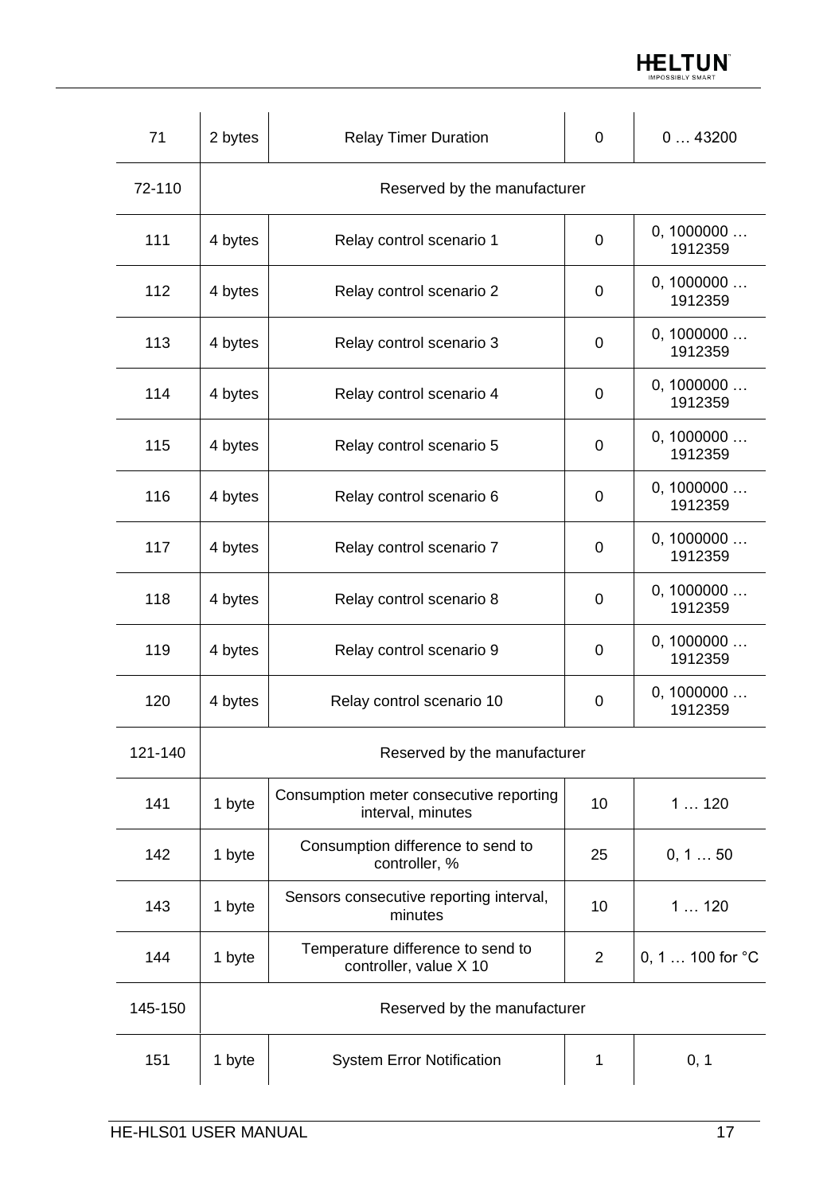| | | | | |
|---|---|---|---|---|
| 71 | 2 bytes | Relay Timer Duration | 0 | 0 … 43200 |
| 72-110 | Reserved by the manufacturer | | | |
| 111 | 4 bytes | Relay control scenario 1 | 0 | 0, 1000000 … 1912359 |
| 112 | 4 bytes | Relay control scenario 2 | 0 | 0, 1000000 … 1912359 |
| 113 | 4 bytes | Relay control scenario 3 | 0 | 0, 1000000 … 1912359 |
| 114 | 4 bytes | Relay control scenario 4 | 0 | 0, 1000000 … 1912359 |
| 115 | 4 bytes | Relay control scenario 5 | 0 | 0, 1000000 … 1912359 |
| 116 | 4 bytes | Relay control scenario 6 | 0 | 0, 1000000 … 1912359 |
| 117 | 4 bytes | Relay control scenario 7 | 0 | 0, 1000000 … 1912359 |
| 118 | 4 bytes | Relay control scenario 8 | 0 | 0, 1000000 … 1912359 |
| 119 | 4 bytes | Relay control scenario 9 | 0 | 0, 1000000 … 1912359 |
| 120 | 4 bytes | Relay control scenario 10 | 0 | 0, 1000000 … 1912359 |
| 121-140 | Reserved by the manufacturer | | | |
| 141 | 1 byte | Consumption meter consecutive reporting interval, minutes | 10 | 1 … 120 |
| 142 | 1 byte | Consumption difference to send to controller, % | 25 | 0, 1 … 50 |
| 143 | 1 byte | Sensors consecutive reporting interval, minutes | 10 | 1 … 120 |
| 144 | 1 byte | Temperature difference to send to controller, value X 10 | 2 | 0, 1 … 100 for °C |
| 145-150 | Reserved by the manufacturer | | | |
| 151 | 1 byte | System Error Notification | 1 | 0, 1 |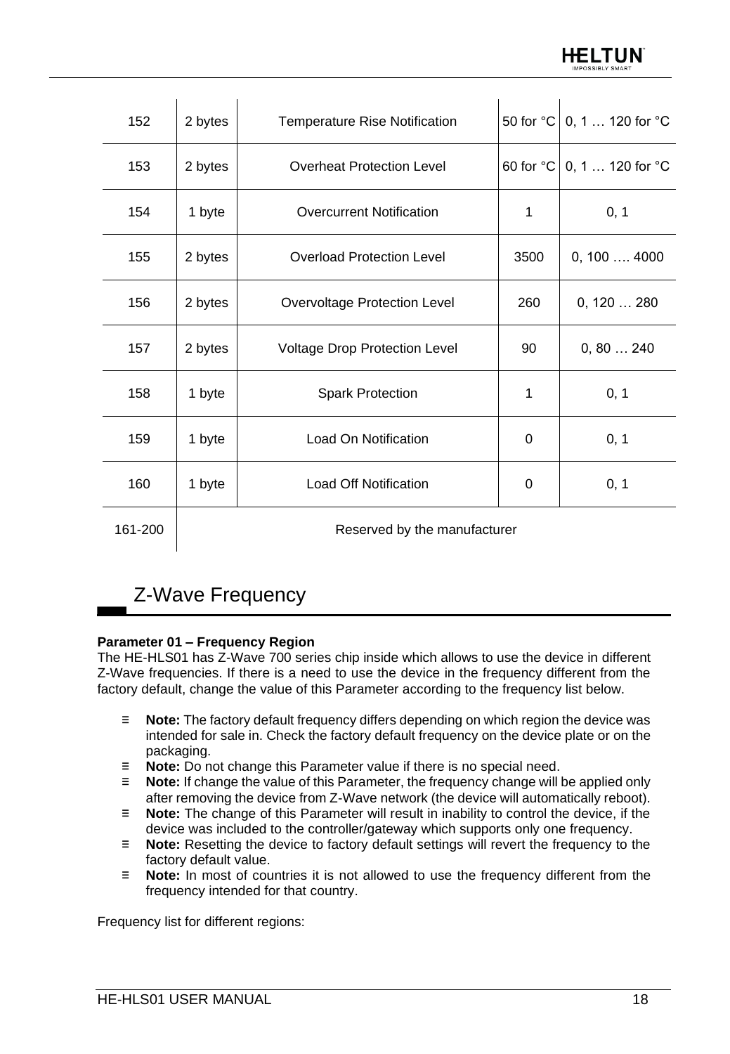| | | | | |
|---|---|---|---|---|
| 152 | 2 bytes | Temperature Rise Notification | 50 for °C | 0, 1 … 120 for °C |
| 153 | 2 bytes | Overheat Protection Level | 60 for °C | 0, 1 … 120 for °C |
| 154 | 1 byte | Overcurrent Notification | 1 | 0, 1 |
| 155 | 2 bytes | Overload Protection Level | 3500 | 0, 100 …. 4000 |
| 156 | 2 bytes | Overvoltage Protection Level | 260 | 0, 120 … 280 |
| 157 | 2 bytes | Voltage Drop Protection Level | 90 | 0, 80 … 240 |
| 158 | 1 byte | Spark Protection | 1 | 0, 1 |
| 159 | 1 byte | Load On Notification | 0 | 0, 1 |
| 160 | 1 byte | Load Off Notification | 0 | 0, 1 |
| 161-200 | Reserved by the manufacturer | | | |

## Z-Wave Frequency

**Parameter 01 – Frequency Region**

The HE-HLS01 has Z-Wave 700 series chip inside which allows to use the device in different Z-Wave frequencies. If there is a need to use the device in the frequency different from the factory default, change the value of this Parameter according to the frequency list below.

- **Note:** The factory default frequency differs depending on which region the device was intended for sale in. Check the factory default frequency on the device plate or on the packaging.
- **Note:** Do not change this Parameter value if there is no special need.
- **Note:** If change the value of this Parameter, the frequency change will be applied only after removing the device from Z-Wave network (the device will automatically reboot).
- **Note:** The change of this Parameter will result in inability to control the device, if the device was included to the controller/gateway which supports only one frequency.
- **Note:** Resetting the device to factory default settings will revert the frequency to the factory default value.
- **Note:** In most of countries it is not allowed to use the frequency different from the frequency intended for that country.

Frequency list for different regions: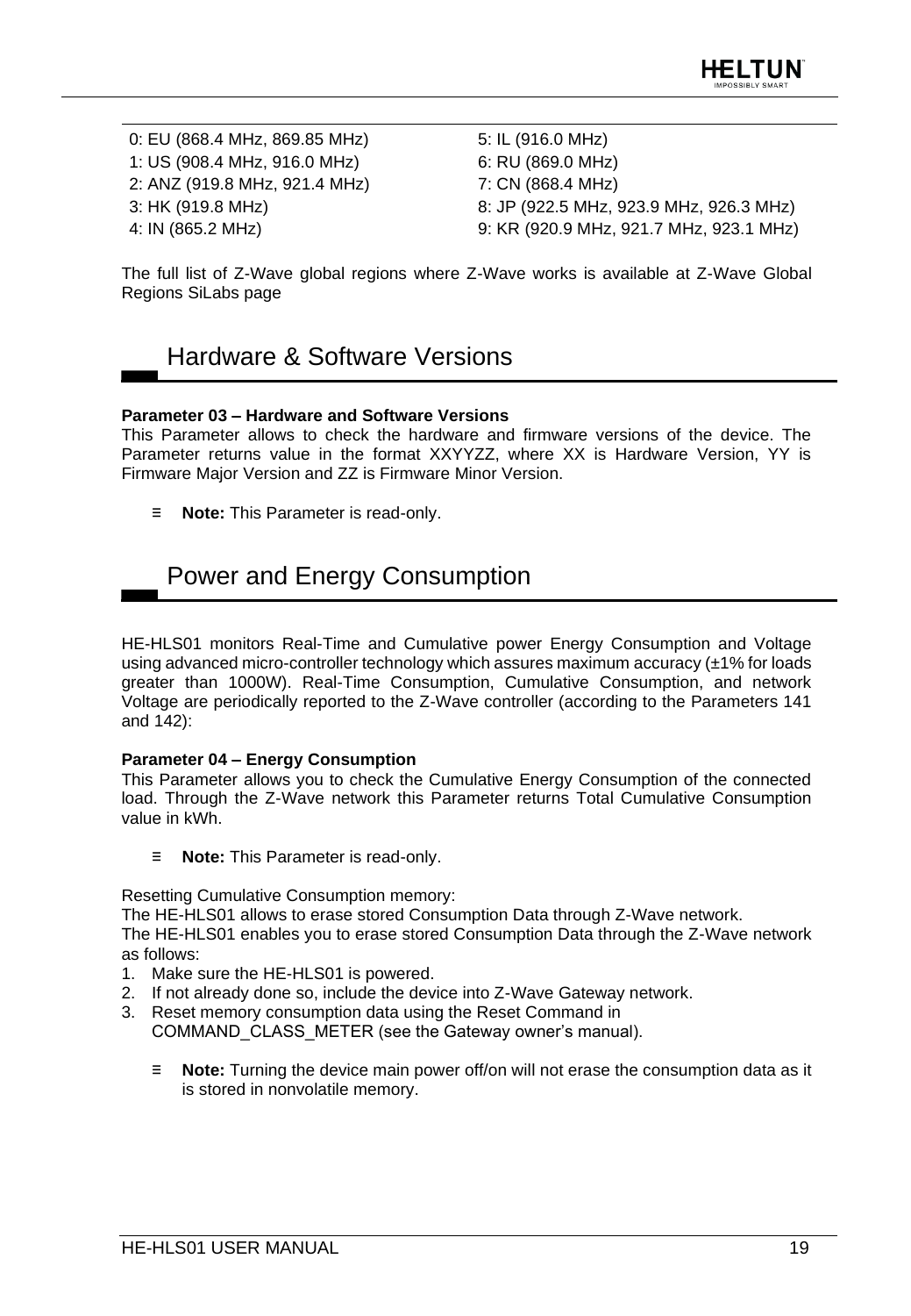| | |
|---|---|
| 0: EU (868.4 MHz, 869.85 MHz) | 5: IL (916.0 MHz) |
| 1: US (908.4 MHz, 916.0 MHz) | 6: RU (869.0 MHz) |
| 2: ANZ (919.8 MHz, 921.4 MHz) | 7: CN (868.4 MHz) |
| 3: HK (919.8 MHz) | 8: JP (922.5 MHz, 923.9 MHz, 926.3 MHz) |
| 4: IN (865.2 MHz) | 9: KR (920.9 MHz, 921.7 MHz, 923.1 MHz) |

The full list of Z-Wave global regions where Z-Wave works is available at Z-Wave Global Regions SiLabs page

## Hardware & Software Versions

**Parameter 03 – Hardware and Software Versions**
This Parameter allows to check the hardware and firmware versions of the device. The Parameter returns value in the format XXYYZZ, where XX is Hardware Version, YY is Firmware Major Version and ZZ is Firmware Minor Version.

- **Note:** This Parameter is read-only.

## Power and Energy Consumption

HE-HLS01 monitors Real-Time and Cumulative power Energy Consumption and Voltage using advanced micro-controller technology which assures maximum accuracy (±1% for loads greater than 1000W). Real-Time Consumption, Cumulative Consumption, and network Voltage are periodically reported to the Z-Wave controller (according to the Parameters 141 and 142):

**Parameter 04 – Energy Consumption**
This Parameter allows you to check the Cumulative Energy Consumption of the connected load. Through the Z-Wave network this Parameter returns Total Cumulative Consumption value in kWh.

- **Note:** This Parameter is read-only.

Resetting Cumulative Consumption memory:
The HE-HLS01 allows to erase stored Consumption Data through Z-Wave network.
The HE-HLS01 enables you to erase stored Consumption Data through the Z-Wave network as follows:

1. Make sure the HE-HLS01 is powered.
2. If not already done so, include the device into Z-Wave Gateway network.
3. Reset memory consumption data using the Reset Command in COMMAND_CLASS_METER (see the Gateway owner's manual).

- **Note:** Turning the device main power off/on will not erase the consumption data as it is stored in nonvolatile memory.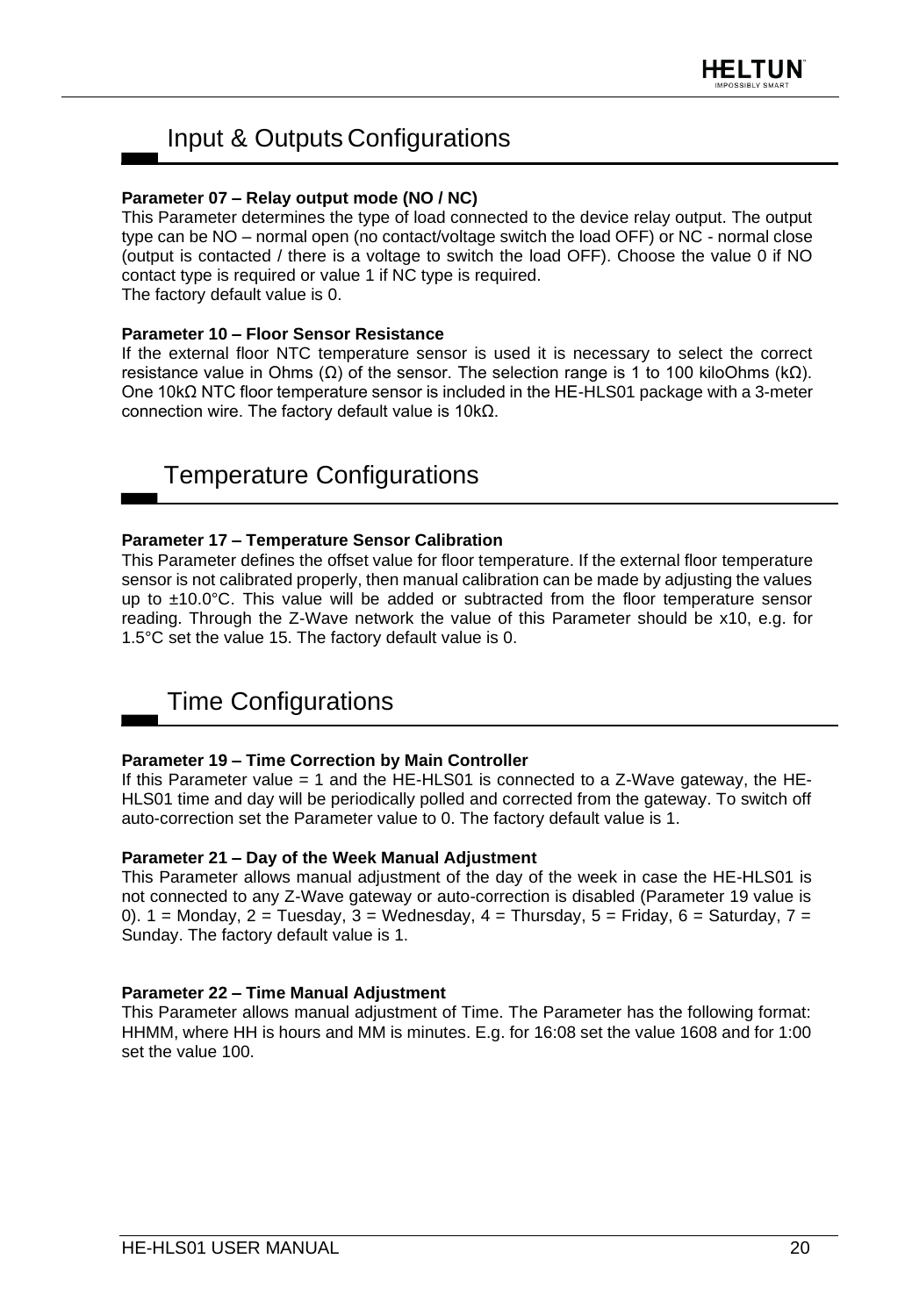## Input & Outputs Configurations

**Parameter 07 – Relay output mode (NO / NC)**

This Parameter determines the type of load connected to the device relay output. The output type can be NO – normal open (no contact/voltage switch the load OFF) or NC - normal close (output is contacted / there is a voltage to switch the load OFF). Choose the value 0 if NO contact type is required or value 1 if NC type is required.
The factory default value is 0.

**Parameter 10 – Floor Sensor Resistance**

If the external floor NTC temperature sensor is used it is necessary to select the correct resistance value in Ohms (Ω) of the sensor. The selection range is 1 to 100 kiloOhms (kΩ). One 10kΩ NTC floor temperature sensor is included in the HE-HLS01 package with a 3-meter connection wire. The factory default value is 10kΩ.

## Temperature Configurations

**Parameter 17 – Temperature Sensor Calibration**

This Parameter defines the offset value for floor temperature. If the external floor temperature sensor is not calibrated properly, then manual calibration can be made by adjusting the values up to ±10.0°C. This value will be added or subtracted from the floor temperature sensor reading. Through the Z-Wave network the value of this Parameter should be x10, e.g. for 1.5°C set the value 15. The factory default value is 0.

## Time Configurations

**Parameter 19 – Time Correction by Main Controller**

If this Parameter value = 1 and the HE-HLS01 is connected to a Z-Wave gateway, the HE-HLS01 time and day will be periodically polled and corrected from the gateway. To switch off auto-correction set the Parameter value to 0. The factory default value is 1.

**Parameter 21 – Day of the Week Manual Adjustment**

This Parameter allows manual adjustment of the day of the week in case the HE-HLS01 is not connected to any Z-Wave gateway or auto-correction is disabled (Parameter 19 value is 0). 1 = Monday, 2 = Tuesday, 3 = Wednesday, 4 = Thursday, 5 = Friday, 6 = Saturday, 7 = Sunday. The factory default value is 1.

**Parameter 22 – Time Manual Adjustment**

This Parameter allows manual adjustment of Time. The Parameter has the following format: HHMM, where HH is hours and MM is minutes. E.g. for 16:08 set the value 1608 and for 1:00 set the value 100.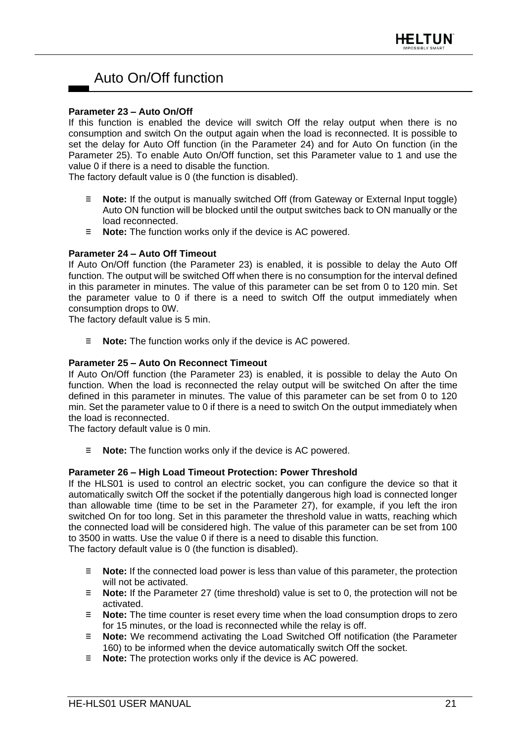# Auto On/Off function

**Parameter 23 – Auto On/Off**

If this function is enabled the device will switch Off the relay output when there is no consumption and switch On the output again when the load is reconnected. It is possible to set the delay for Auto Off function (in the Parameter 24) and for Auto On function (in the Parameter 25). To enable Auto On/Off function, set this Parameter value to 1 and use the value 0 if there is a need to disable the function.
The factory default value is 0 (the function is disabled).

- **Note:** If the output is manually switched Off (from Gateway or External Input toggle) Auto ON function will be blocked until the output switches back to ON manually or the load reconnected.
- **Note:** The function works only if the device is AC powered.

**Parameter 24 – Auto Off Timeout**

If Auto On/Off function (the Parameter 23) is enabled, it is possible to delay the Auto Off function. The output will be switched Off when there is no consumption for the interval defined in this parameter in minutes. The value of this parameter can be set from 0 to 120 min. Set the parameter value to 0 if there is a need to switch Off the output immediately when consumption drops to 0W.
The factory default value is 5 min.

- **Note:** The function works only if the device is AC powered.

**Parameter 25 – Auto On Reconnect Timeout**

If Auto On/Off function (the Parameter 23) is enabled, it is possible to delay the Auto On function. When the load is reconnected the relay output will be switched On after the time defined in this parameter in minutes. The value of this parameter can be set from 0 to 120 min. Set the parameter value to 0 if there is a need to switch On the output immediately when the load is reconnected.
The factory default value is 0 min.

- **Note:** The function works only if the device is AC powered.

**Parameter 26 – High Load Timeout Protection: Power Threshold**

If the HLS01 is used to control an electric socket, you can configure the device so that it automatically switch Off the socket if the potentially dangerous high load is connected longer than allowable time (time to be set in the Parameter 27), for example, if you left the iron switched On for too long. Set in this parameter the threshold value in watts, reaching which the connected load will be considered high. The value of this parameter can be set from 100 to 3500 in watts. Use the value 0 if there is a need to disable this function.
The factory default value is 0 (the function is disabled).

- **Note:** If the connected load power is less than value of this parameter, the protection will not be activated.
- **Note:** If the Parameter 27 (time threshold) value is set to 0, the protection will not be activated.
- **Note:** The time counter is reset every time when the load consumption drops to zero for 15 minutes, or the load is reconnected while the relay is off.
- **Note:** We recommend activating the Load Switched Off notification (the Parameter 160) to be informed when the device automatically switch Off the socket.
- **Note:** The protection works only if the device is AC powered.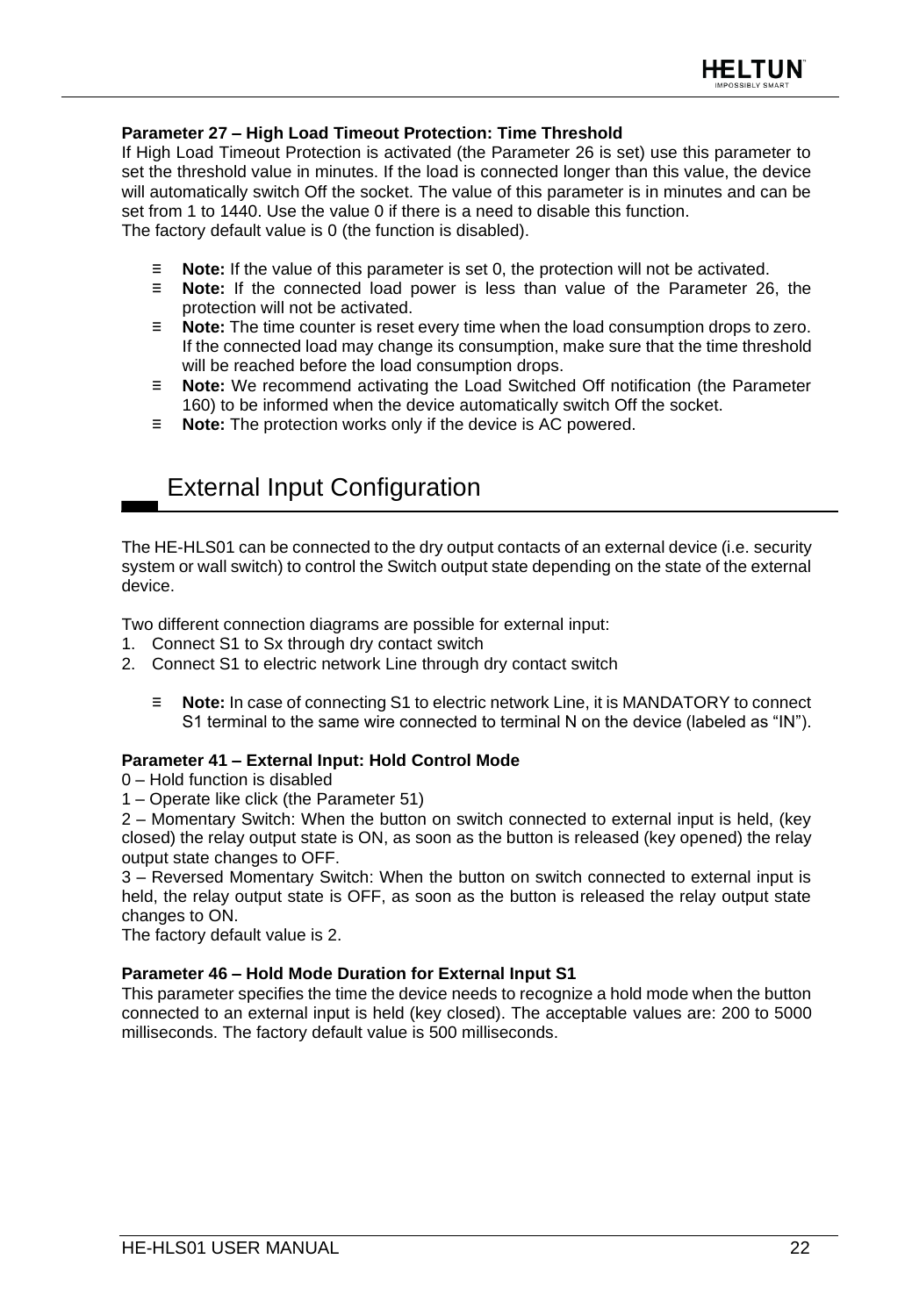**Parameter 27 – High Load Timeout Protection: Time Threshold**

If High Load Timeout Protection is activated (the Parameter 26 is set) use this parameter to set the threshold value in minutes. If the load is connected longer than this value, the device will automatically switch Off the socket. The value of this parameter is in minutes and can be set from 1 to 1440. Use the value 0 if there is a need to disable this function.
The factory default value is 0 (the function is disabled).

- **Note:** If the value of this parameter is set 0, the protection will not be activated.
- **Note:** If the connected load power is less than value of the Parameter 26, the protection will not be activated.
- **Note:** The time counter is reset every time when the load consumption drops to zero. If the connected load may change its consumption, make sure that the time threshold will be reached before the load consumption drops.
- **Note:** We recommend activating the Load Switched Off notification (the Parameter 160) to be informed when the device automatically switch Off the socket.
- **Note:** The protection works only if the device is AC powered.

## External Input Configuration

The HE-HLS01 can be connected to the dry output contacts of an external device (i.e. security system or wall switch) to control the Switch output state depending on the state of the external device.

Two different connection diagrams are possible for external input:

1. Connect S1 to Sx through dry contact switch
2. Connect S1 to electric network Line through dry contact switch

- **Note:** In case of connecting S1 to electric network Line, it is MANDATORY to connect S1 terminal to the same wire connected to terminal N on the device (labeled as "IN").

**Parameter 41 – External Input: Hold Control Mode**

0 – Hold function is disabled
1 – Operate like click (the Parameter 51)
2 – Momentary Switch: When the button on switch connected to external input is held, (key closed) the relay output state is ON, as soon as the button is released (key opened) the relay output state changes to OFF.
3 – Reversed Momentary Switch: When the button on switch connected to external input is held, the relay output state is OFF, as soon as the button is released the relay output state changes to ON.
The factory default value is 2.

**Parameter 46 – Hold Mode Duration for External Input S1**

This parameter specifies the time the device needs to recognize a hold mode when the button connected to an external input is held (key closed). The acceptable values are: 200 to 5000 milliseconds. The factory default value is 500 milliseconds.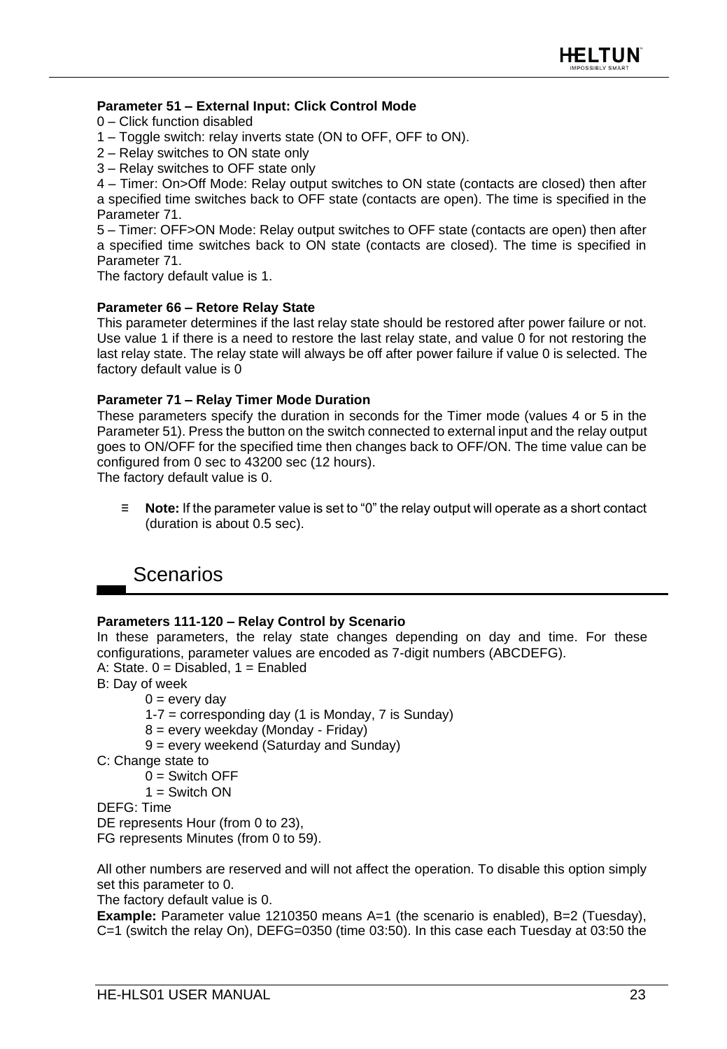**Parameter 51 – External Input: Click Control Mode**

0 – Click function disabled

1 – Toggle switch: relay inverts state (ON to OFF, OFF to ON).

2 – Relay switches to ON state only

3 – Relay switches to OFF state only

4 – Timer: On>Off Mode: Relay output switches to ON state (contacts are closed) then after a specified time switches back to OFF state (contacts are open). The time is specified in the Parameter 71.

5 – Timer: OFF>ON Mode: Relay output switches to OFF state (contacts are open) then after a specified time switches back to ON state (contacts are closed). The time is specified in Parameter 71.

The factory default value is 1.

**Parameter 66 – Retore Relay State**

This parameter determines if the last relay state should be restored after power failure or not. Use value 1 if there is a need to restore the last relay state, and value 0 for not restoring the last relay state. The relay state will always be off after power failure if value 0 is selected. The factory default value is 0

**Parameter 71 – Relay Timer Mode Duration**

These parameters specify the duration in seconds for the Timer mode (values 4 or 5 in the Parameter 51). Press the button on the switch connected to external input and the relay output goes to ON/OFF for the specified time then changes back to OFF/ON. The time value can be configured from 0 sec to 43200 sec (12 hours).

The factory default value is 0.

- **Note:** If the parameter value is set to "0" the relay output will operate as a short contact (duration is about 0.5 sec).

## Scenarios

**Parameters 111-120 – Relay Control by Scenario**

In these parameters, the relay state changes depending on day and time. For these configurations, parameter values are encoded as 7-digit numbers (ABCDEFG).

A: State. 0 = Disabled, 1 = Enabled

B: Day of week

- 0 = every day
- 1-7 = corresponding day (1 is Monday, 7 is Sunday)
- 8 = every weekday (Monday - Friday)
- 9 = every weekend (Saturday and Sunday)

C: Change state to

- 0 = Switch OFF
- 1 = Switch ON

DEFG: Time

DE represents Hour (from 0 to 23),

FG represents Minutes (from 0 to 59).

All other numbers are reserved and will not affect the operation. To disable this option simply set this parameter to 0.

The factory default value is 0.

**Example:** Parameter value 1210350 means A=1 (the scenario is enabled), B=2 (Tuesday), C=1 (switch the relay On), DEFG=0350 (time 03:50). In this case each Tuesday at 03:50 the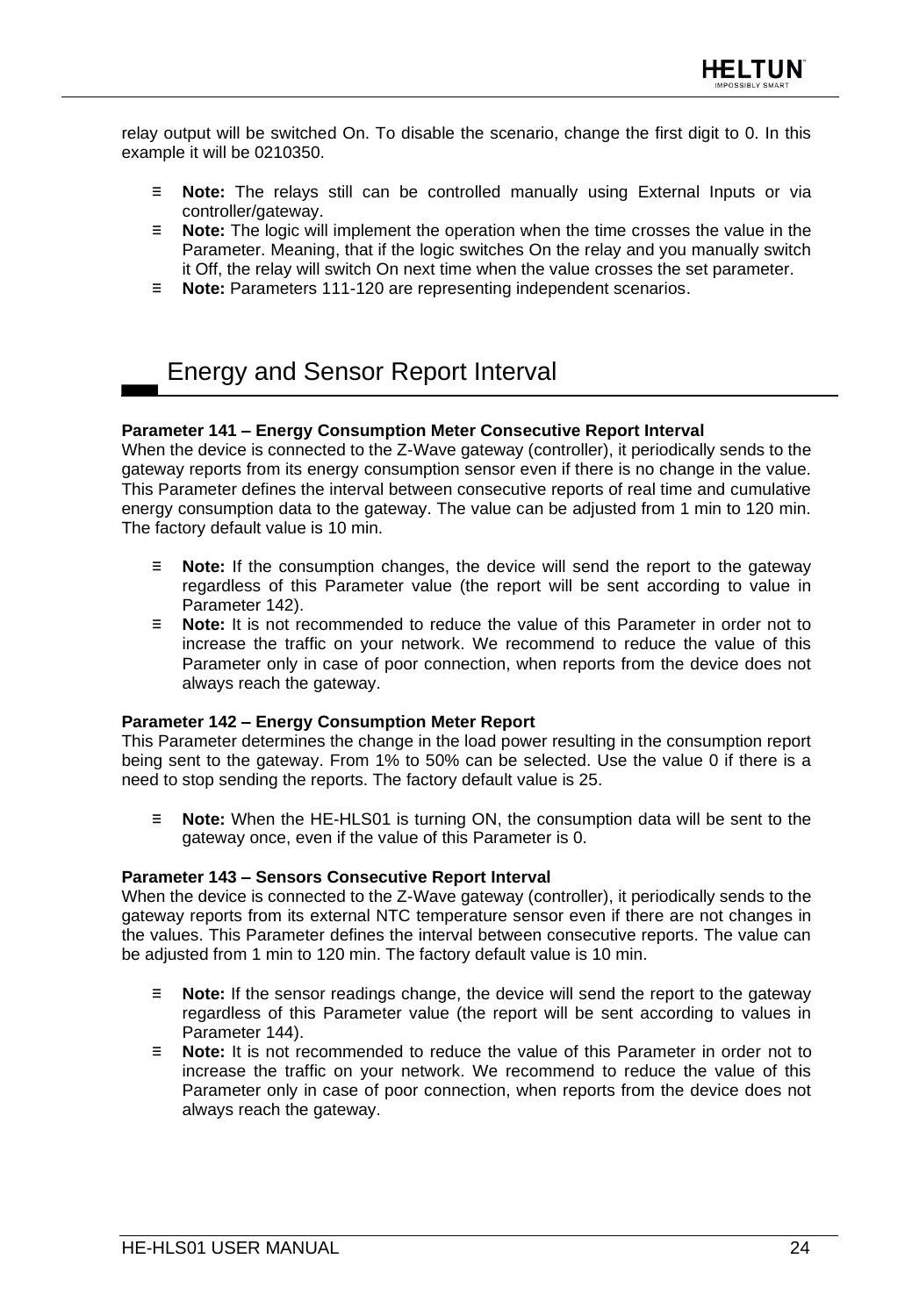relay output will be switched On. To disable the scenario, change the first digit to 0. In this example it will be 0210350.

- **Note:** The relays still can be controlled manually using External Inputs or via controller/gateway.
- **Note:** The logic will implement the operation when the time crosses the value in the Parameter. Meaning, that if the logic switches On the relay and you manually switch it Off, the relay will switch On next time when the value crosses the set parameter.
- **Note:** Parameters 111-120 are representing independent scenarios.

## Energy and Sensor Report Interval

**Parameter 141 – Energy Consumption Meter Consecutive Report Interval**

When the device is connected to the Z-Wave gateway (controller), it periodically sends to the gateway reports from its energy consumption sensor even if there is no change in the value. This Parameter defines the interval between consecutive reports of real time and cumulative energy consumption data to the gateway. The value can be adjusted from 1 min to 120 min. The factory default value is 10 min.

- **Note:** If the consumption changes, the device will send the report to the gateway regardless of this Parameter value (the report will be sent according to value in Parameter 142).
- **Note:** It is not recommended to reduce the value of this Parameter in order not to increase the traffic on your network. We recommend to reduce the value of this Parameter only in case of poor connection, when reports from the device does not always reach the gateway.

**Parameter 142 – Energy Consumption Meter Report**

This Parameter determines the change in the load power resulting in the consumption report being sent to the gateway. From 1% to 50% can be selected. Use the value 0 if there is a need to stop sending the reports. The factory default value is 25.

- **Note:** When the HE-HLS01 is turning ON, the consumption data will be sent to the gateway once, even if the value of this Parameter is 0.

**Parameter 143 – Sensors Consecutive Report Interval**

When the device is connected to the Z-Wave gateway (controller), it periodically sends to the gateway reports from its external NTC temperature sensor even if there are not changes in the values. This Parameter defines the interval between consecutive reports. The value can be adjusted from 1 min to 120 min. The factory default value is 10 min.

- **Note:** If the sensor readings change, the device will send the report to the gateway regardless of this Parameter value (the report will be sent according to values in Parameter 144).
- **Note:** It is not recommended to reduce the value of this Parameter in order not to increase the traffic on your network. We recommend to reduce the value of this Parameter only in case of poor connection, when reports from the device does not always reach the gateway.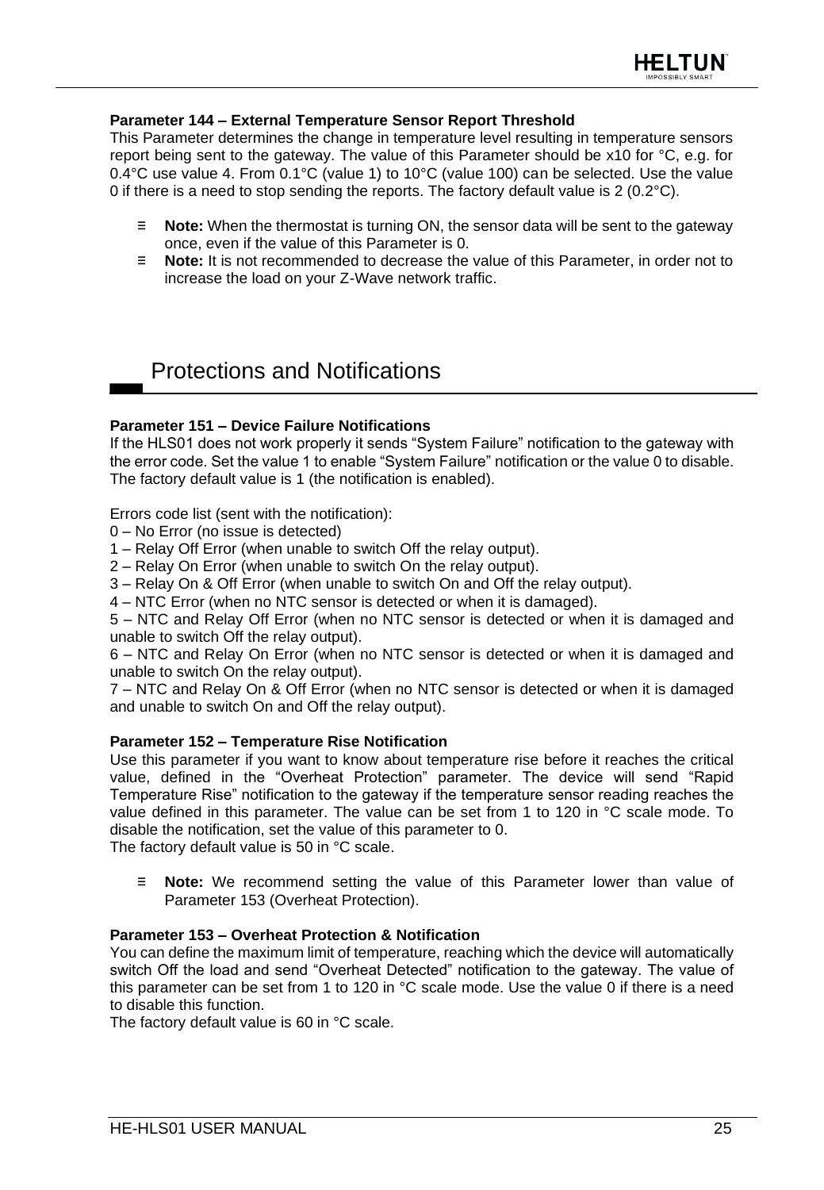### Parameter 144 – External Temperature Sensor Report Threshold

This Parameter determines the change in temperature level resulting in temperature sensors report being sent to the gateway. The value of this Parameter should be x10 for °C, e.g. for 0.4°C use value 4. From 0.1°C (value 1) to 10°C (value 100) can be selected. Use the value 0 if there is a need to stop sending the reports. The factory default value is 2 (0.2°C).

- **Note:** When the thermostat is turning ON, the sensor data will be sent to the gateway once, even if the value of this Parameter is 0.
- **Note:** It is not recommended to decrease the value of this Parameter, in order not to increase the load on your Z-Wave network traffic.

## Protections and Notifications

### Parameter 151 – Device Failure Notifications

If the HLS01 does not work properly it sends "System Failure" notification to the gateway with the error code. Set the value 1 to enable "System Failure" notification or the value 0 to disable. The factory default value is 1 (the notification is enabled).

Errors code list (sent with the notification):

0 – No Error (no issue is detected)
1 – Relay Off Error (when unable to switch Off the relay output).
2 – Relay On Error (when unable to switch On the relay output).
3 – Relay On & Off Error (when unable to switch On and Off the relay output).
4 – NTC Error (when no NTC sensor is detected or when it is damaged).
5 – NTC and Relay Off Error (when no NTC sensor is detected or when it is damaged and unable to switch Off the relay output).
6 – NTC and Relay On Error (when no NTC sensor is detected or when it is damaged and unable to switch On the relay output).
7 – NTC and Relay On & Off Error (when no NTC sensor is detected or when it is damaged and unable to switch On and Off the relay output).

### Parameter 152 – Temperature Rise Notification

Use this parameter if you want to know about temperature rise before it reaches the critical value, defined in the "Overheat Protection" parameter. The device will send "Rapid Temperature Rise" notification to the gateway if the temperature sensor reading reaches the value defined in this parameter. The value can be set from 1 to 120 in °C scale mode. To disable the notification, set the value of this parameter to 0.
The factory default value is 50 in °C scale.

- **Note:** We recommend setting the value of this Parameter lower than value of Parameter 153 (Overheat Protection).

### Parameter 153 – Overheat Protection & Notification

You can define the maximum limit of temperature, reaching which the device will automatically switch Off the load and send "Overheat Detected" notification to the gateway. The value of this parameter can be set from 1 to 120 in °C scale mode. Use the value 0 if there is a need to disable this function.
The factory default value is 60 in °C scale.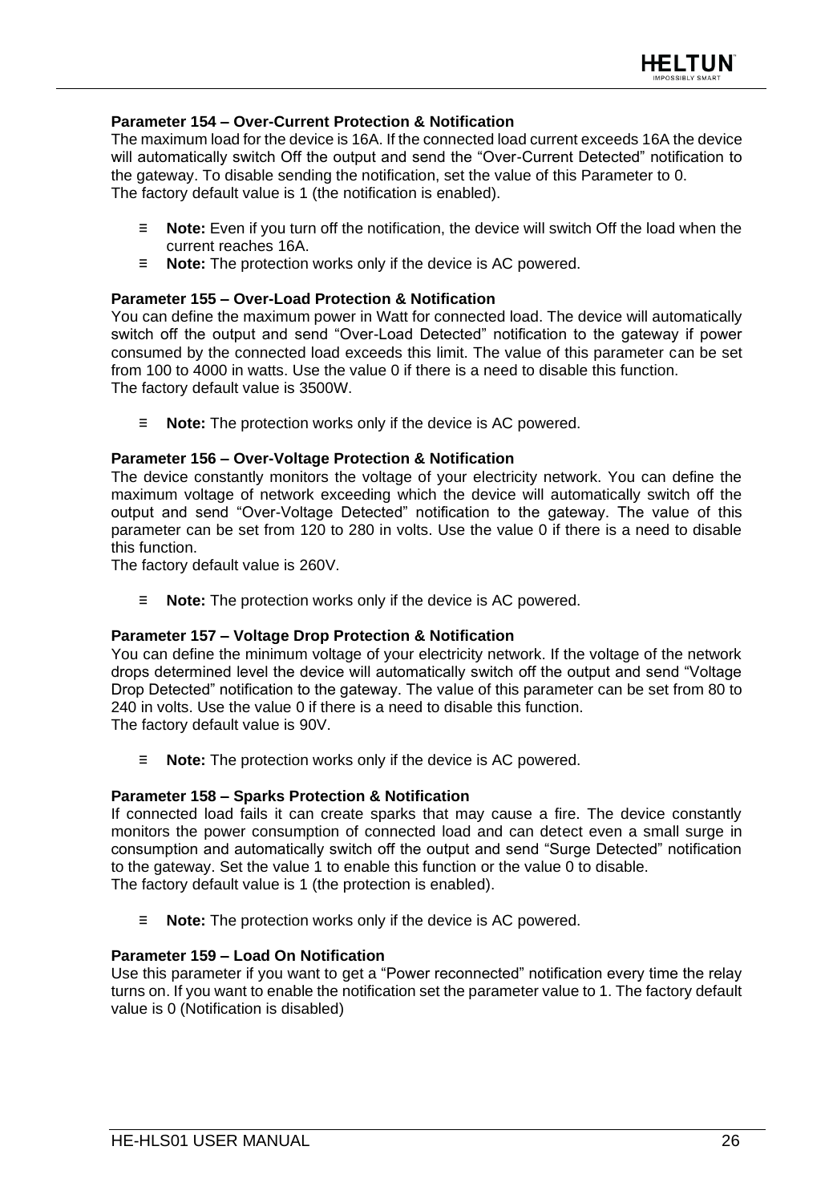**Parameter 154 – Over-Current Protection & Notification**

The maximum load for the device is 16A. If the connected load current exceeds 16A the device will automatically switch Off the output and send the "Over-Current Detected" notification to the gateway. To disable sending the notification, set the value of this Parameter to 0.
The factory default value is 1 (the notification is enabled).

- **Note:** Even if you turn off the notification, the device will switch Off the load when the current reaches 16A.
- **Note:** The protection works only if the device is AC powered.

**Parameter 155 – Over-Load Protection & Notification**

You can define the maximum power in Watt for connected load. The device will automatically switch off the output and send "Over-Load Detected" notification to the gateway if power consumed by the connected load exceeds this limit. The value of this parameter can be set from 100 to 4000 in watts. Use the value 0 if there is a need to disable this function.
The factory default value is 3500W.

- **Note:** The protection works only if the device is AC powered.

**Parameter 156 – Over-Voltage Protection & Notification**

The device constantly monitors the voltage of your electricity network. You can define the maximum voltage of network exceeding which the device will automatically switch off the output and send "Over-Voltage Detected" notification to the gateway. The value of this parameter can be set from 120 to 280 in volts. Use the value 0 if there is a need to disable this function.
The factory default value is 260V.

- **Note:** The protection works only if the device is AC powered.

**Parameter 157 – Voltage Drop Protection & Notification**

You can define the minimum voltage of your electricity network. If the voltage of the network drops determined level the device will automatically switch off the output and send "Voltage Drop Detected" notification to the gateway. The value of this parameter can be set from 80 to 240 in volts. Use the value 0 if there is a need to disable this function.
The factory default value is 90V.

- **Note:** The protection works only if the device is AC powered.

**Parameter 158 – Sparks Protection & Notification**

If connected load fails it can create sparks that may cause a fire. The device constantly monitors the power consumption of connected load and can detect even a small surge in consumption and automatically switch off the output and send "Surge Detected" notification to the gateway. Set the value 1 to enable this function or the value 0 to disable.
The factory default value is 1 (the protection is enabled).

- **Note:** The protection works only if the device is AC powered.

**Parameter 159 – Load On Notification**

Use this parameter if you want to get a "Power reconnected" notification every time the relay turns on. If you want to enable the notification set the parameter value to 1. The factory default value is 0 (Notification is disabled)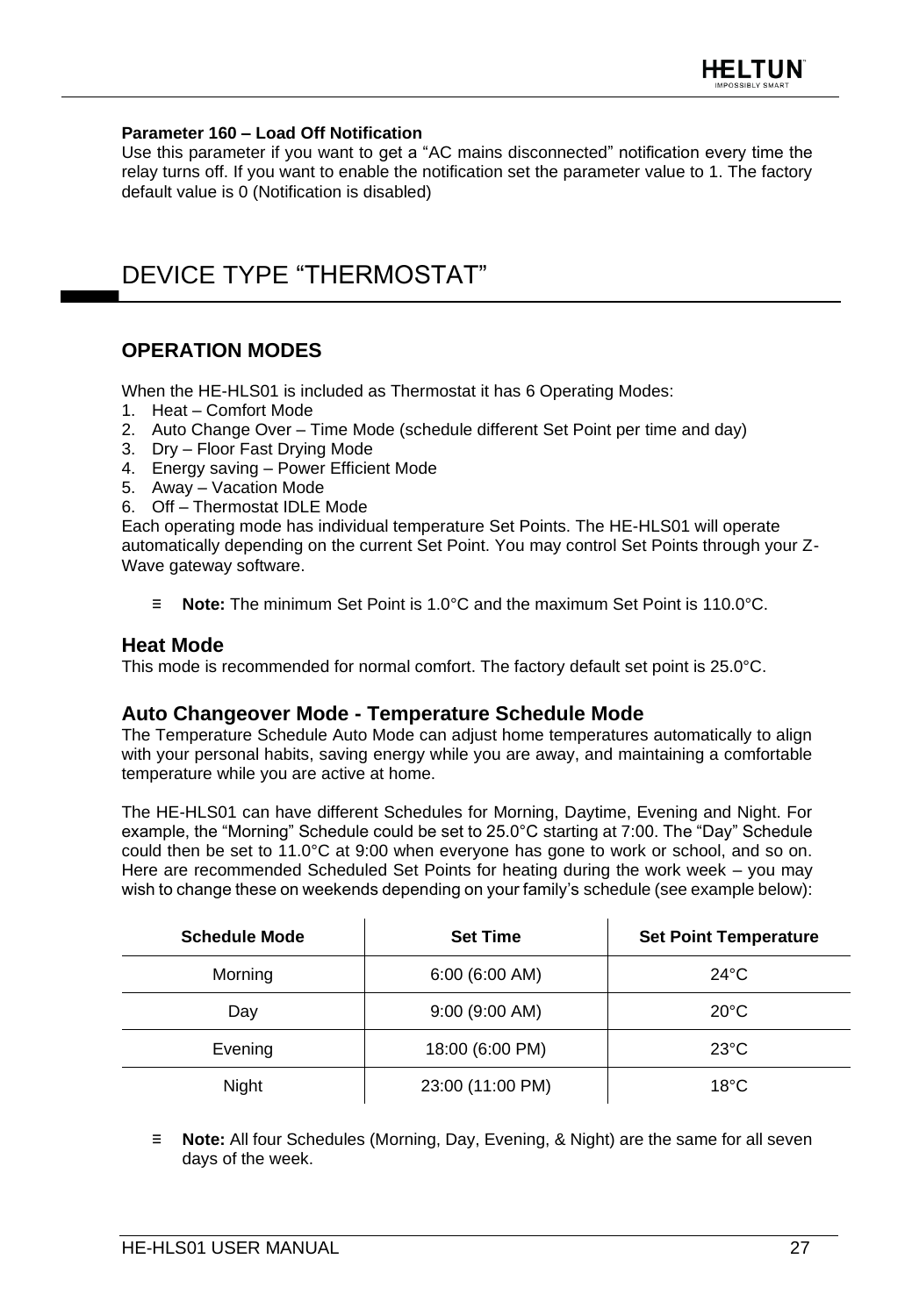**Parameter 160 – Load Off Notification**

Use this parameter if you want to get a "AC mains disconnected" notification every time the relay turns off. If you want to enable the notification set the parameter value to 1. The factory default value is 0 (Notification is disabled)

# DEVICE TYPE "THERMOSTAT"

## OPERATION MODES

When the HE-HLS01 is included as Thermostat it has 6 Operating Modes:

1. Heat – Comfort Mode
2. Auto Change Over – Time Mode (schedule different Set Point per time and day)
3. Dry – Floor Fast Drying Mode
4. Energy saving – Power Efficient Mode
5. Away – Vacation Mode
6. Off – Thermostat IDLE Mode

Each operating mode has individual temperature Set Points. The HE-HLS01 will operate automatically depending on the current Set Point. You may control Set Points through your Z-Wave gateway software.

- **Note:** The minimum Set Point is 1.0°C and the maximum Set Point is 110.0°C.

### Heat Mode

This mode is recommended for normal comfort. The factory default set point is 25.0°C.

### Auto Changeover Mode - Temperature Schedule Mode

The Temperature Schedule Auto Mode can adjust home temperatures automatically to align with your personal habits, saving energy while you are away, and maintaining a comfortable temperature while you are active at home.

The HE-HLS01 can have different Schedules for Morning, Daytime, Evening and Night. For example, the "Morning" Schedule could be set to 25.0°C starting at 7:00. The "Day" Schedule could then be set to 11.0°C at 9:00 when everyone has gone to work or school, and so on. Here are recommended Scheduled Set Points for heating during the work week – you may wish to change these on weekends depending on your family's schedule (see example below):

| Schedule Mode | Set Time | Set Point Temperature |
|---|---|---|
| Morning | 6:00 (6:00 AM) | 24°C |
| Day | 9:00 (9:00 AM) | 20°C |
| Evening | 18:00 (6:00 PM) | 23°C |
| Night | 23:00 (11:00 PM) | 18°C |

- **Note:** All four Schedules (Morning, Day, Evening, & Night) are the same for all seven days of the week.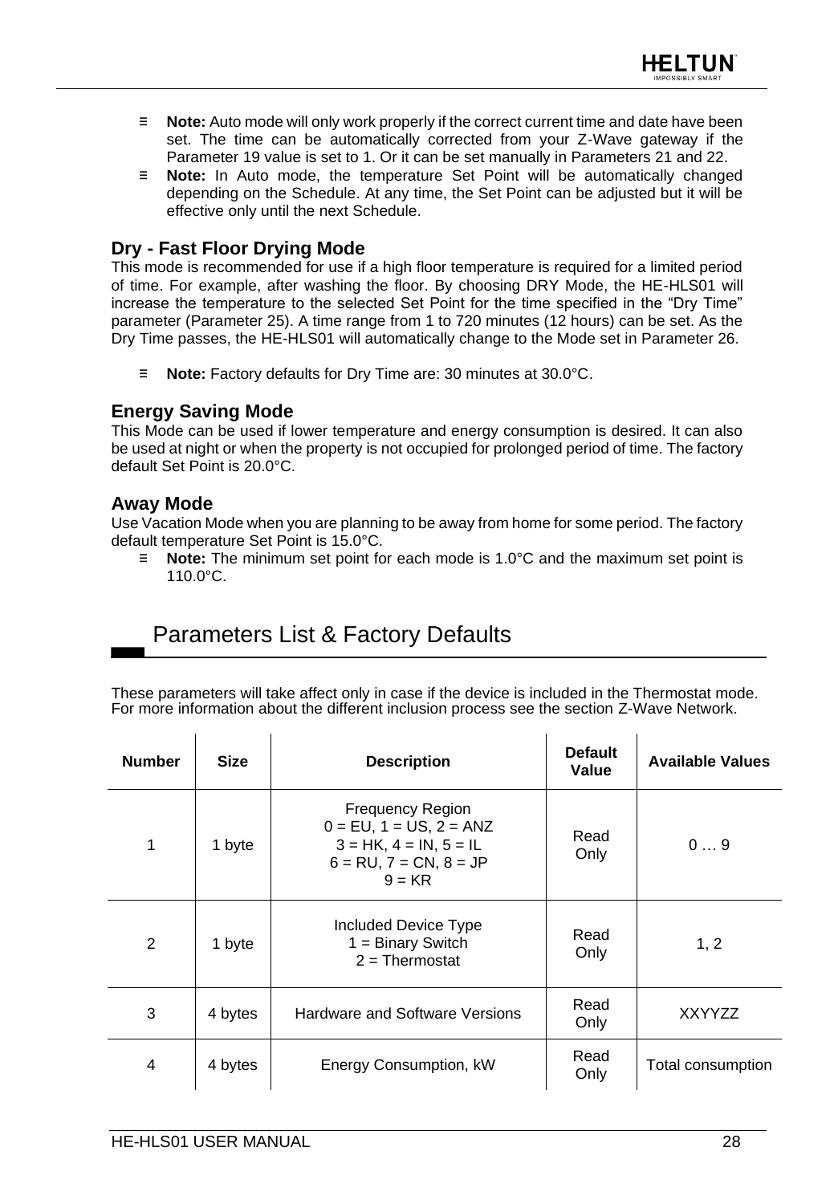- **Note:** Auto mode will only work properly if the correct current time and date have been set. The time can be automatically corrected from your Z-Wave gateway if the Parameter 19 value is set to 1. Or it can be set manually in Parameters 21 and 22.
- **Note:** In Auto mode, the temperature Set Point will be automatically changed depending on the Schedule. At any time, the Set Point can be adjusted but it will be effective only until the next Schedule.

### Dry - Fast Floor Drying Mode

This mode is recommended for use if a high floor temperature is required for a limited period of time. For example, after washing the floor. By choosing DRY Mode, the HE-HLS01 will increase the temperature to the selected Set Point for the time specified in the “Dry Time” parameter (Parameter 25). A time range from 1 to 720 minutes (12 hours) can be set. As the Dry Time passes, the HE-HLS01 will automatically change to the Mode set in Parameter 26.

- **Note:** Factory defaults for Dry Time are: 30 minutes at 30.0°C.

### Energy Saving Mode

This Mode can be used if lower temperature and energy consumption is desired. It can also be used at night or when the property is not occupied for prolonged period of time. The factory default Set Point is 20.0°C.

### Away Mode

Use Vacation Mode when you are planning to be away from home for some period. The factory default temperature Set Point is 15.0°C.

- **Note:** The minimum set point for each mode is 1.0°C and the maximum set point is 110.0°C.

## Parameters List & Factory Defaults

These parameters will take affect only in case if the device is included in the Thermostat mode. For more information about the different inclusion process see the section Z-Wave Network.

| Number | Size | Description | Default Value | Available Values |
|---|---|---|---|---|
| 1 | 1 byte | Frequency Region<br>0 = EU, 1 = US, 2 = ANZ<br>3 = HK, 4 = IN, 5 = IL<br>6 = RU, 7 = CN, 8 = JP<br>9 = KR | Read Only | 0 … 9 |
| 2 | 1 byte | Included Device Type<br>1 = Binary Switch<br>2 = Thermostat | Read Only | 1, 2 |
| 3 | 4 bytes | Hardware and Software Versions | Read Only | XXYYZZ |
| 4 | 4 bytes | Energy Consumption, kW | Read Only | Total consumption |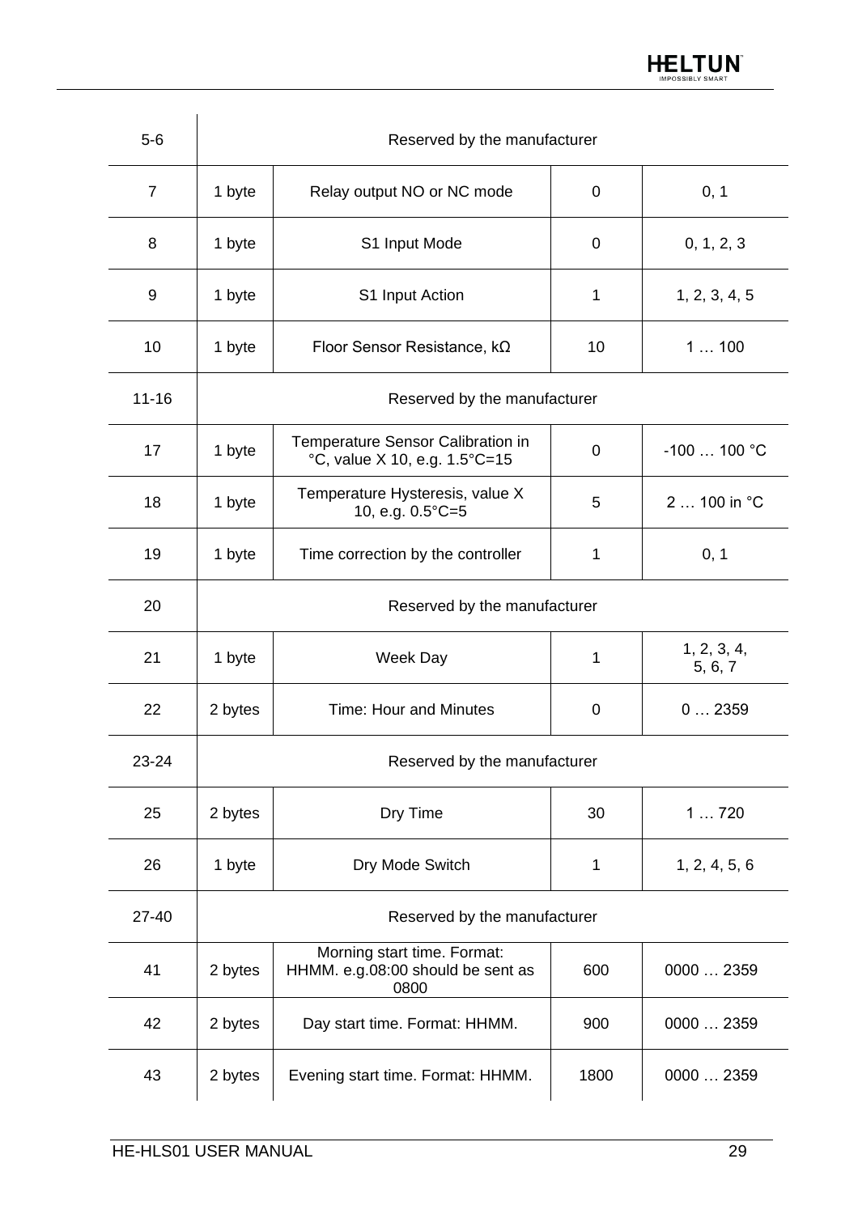| | | | | |
|---|---|---|---|---|
| 5-6 | Reserved by the manufacturer | | | |
| 7 | 1 byte | Relay output NO or NC mode | 0 | 0, 1 |
| 8 | 1 byte | S1 Input Mode | 0 | 0, 1, 2, 3 |
| 9 | 1 byte | S1 Input Action | 1 | 1, 2, 3, 4, 5 |
| 10 | 1 byte | Floor Sensor Resistance, kΩ | 10 | 1 … 100 |
| 11-16 | Reserved by the manufacturer | | | |
| 17 | 1 byte | Temperature Sensor Calibration in °C, value X 10, e.g. 1.5°C=15 | 0 | -100 … 100 °C |
| 18 | 1 byte | Temperature Hysteresis, value X 10, e.g. 0.5°C=5 | 5 | 2 … 100 in °C |
| 19 | 1 byte | Time correction by the controller | 1 | 0, 1 |
| 20 | Reserved by the manufacturer | | | |
| 21 | 1 byte | Week Day | 1 | 1, 2, 3, 4, 5, 6, 7 |
| 22 | 2 bytes | Time: Hour and Minutes | 0 | 0 … 2359 |
| 23-24 | Reserved by the manufacturer | | | |
| 25 | 2 bytes | Dry Time | 30 | 1 … 720 |
| 26 | 1 byte | Dry Mode Switch | 1 | 1, 2, 4, 5, 6 |
| 27-40 | Reserved by the manufacturer | | | |
| 41 | 2 bytes | Morning start time. Format: HHMM. e.g.08:00 should be sent as 0800 | 600 | 0000 … 2359 |
| 42 | 2 bytes | Day start time. Format: HHMM. | 900 | 0000 … 2359 |
| 43 | 2 bytes | Evening start time. Format: HHMM. | 1800 | 0000 … 2359 |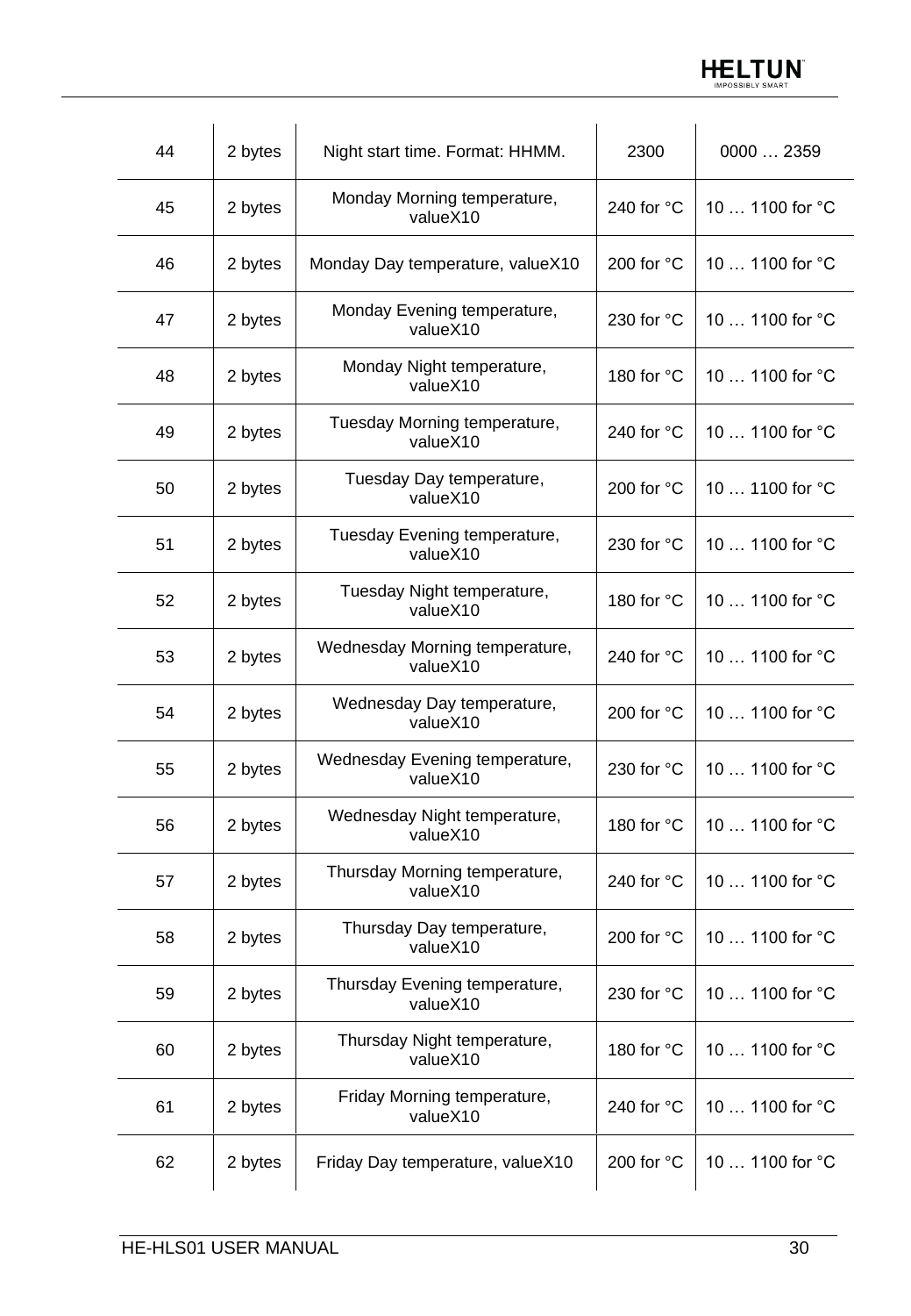| | | | | |
|---|---|---|---|---|
| 44 | 2 bytes | Night start time. Format: HHMM. | 2300 | 0000 … 2359 |
| 45 | 2 bytes | Monday Morning temperature, valueX10 | 240 for °C | 10 … 1100 for °C |
| 46 | 2 bytes | Monday Day temperature, valueX10 | 200 for °C | 10 … 1100 for °C |
| 47 | 2 bytes | Monday Evening temperature, valueX10 | 230 for °C | 10 … 1100 for °C |
| 48 | 2 bytes | Monday Night temperature, valueX10 | 180 for °C | 10 … 1100 for °C |
| 49 | 2 bytes | Tuesday Morning temperature, valueX10 | 240 for °C | 10 … 1100 for °C |
| 50 | 2 bytes | Tuesday Day temperature, valueX10 | 200 for °C | 10 … 1100 for °C |
| 51 | 2 bytes | Tuesday Evening temperature, valueX10 | 230 for °C | 10 … 1100 for °C |
| 52 | 2 bytes | Tuesday Night temperature, valueX10 | 180 for °C | 10 … 1100 for °C |
| 53 | 2 bytes | Wednesday Morning temperature, valueX10 | 240 for °C | 10 … 1100 for °C |
| 54 | 2 bytes | Wednesday Day temperature, valueX10 | 200 for °C | 10 … 1100 for °C |
| 55 | 2 bytes | Wednesday Evening temperature, valueX10 | 230 for °C | 10 … 1100 for °C |
| 56 | 2 bytes | Wednesday Night temperature, valueX10 | 180 for °C | 10 … 1100 for °C |
| 57 | 2 bytes | Thursday Morning temperature, valueX10 | 240 for °C | 10 … 1100 for °C |
| 58 | 2 bytes | Thursday Day temperature, valueX10 | 200 for °C | 10 … 1100 for °C |
| 59 | 2 bytes | Thursday Evening temperature, valueX10 | 230 for °C | 10 … 1100 for °C |
| 60 | 2 bytes | Thursday Night temperature, valueX10 | 180 for °C | 10 … 1100 for °C |
| 61 | 2 bytes | Friday Morning temperature, valueX10 | 240 for °C | 10 … 1100 for °C |
| 62 | 2 bytes | Friday Day temperature, valueX10 | 200 for °C | 10 … 1100 for °C |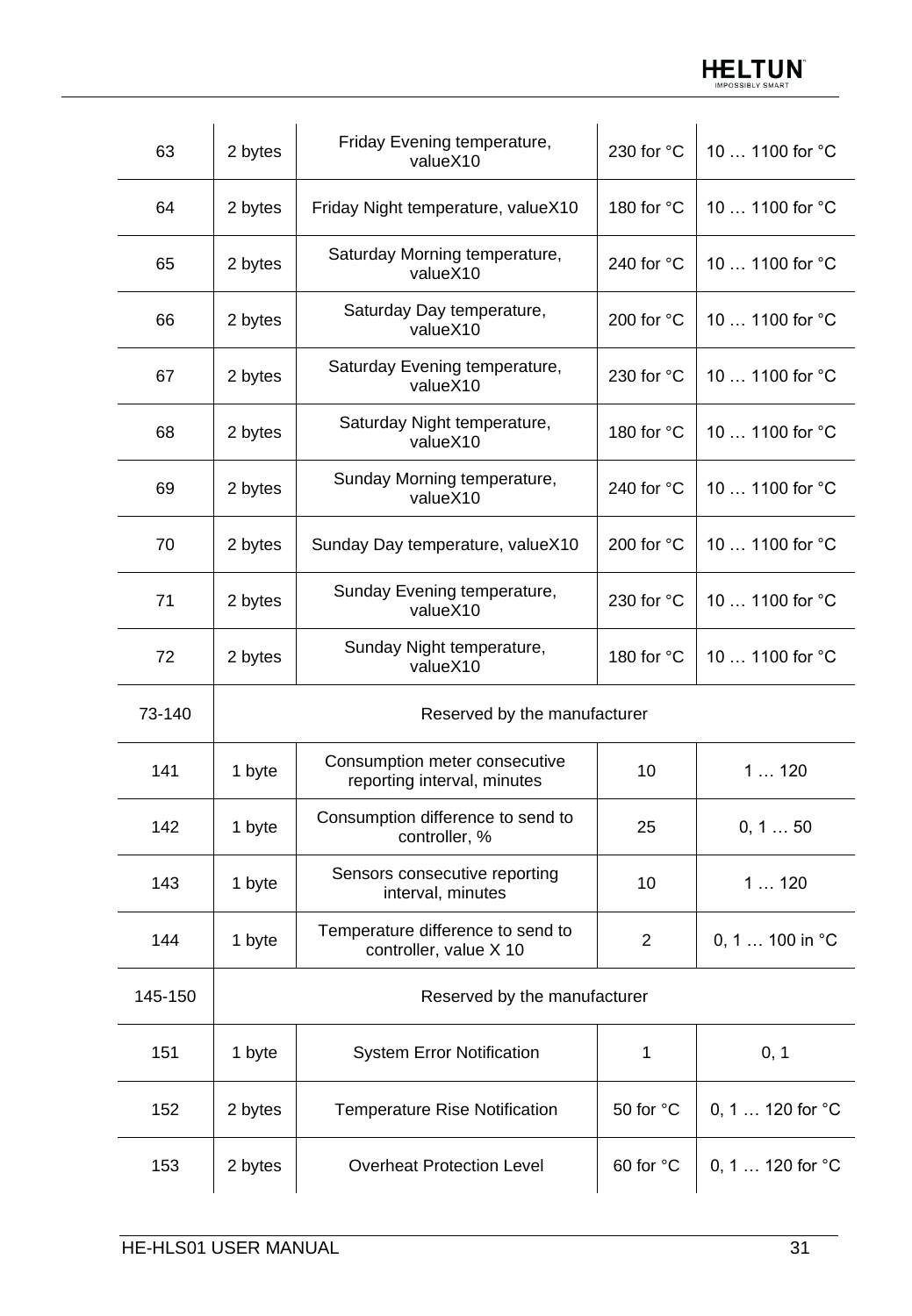| | | | | |
|---|---|---|---|---|
| 63 | 2 bytes | Friday Evening temperature, valueX10 | 230 for °C | 10 … 1100 for °C |
| 64 | 2 bytes | Friday Night temperature, valueX10 | 180 for °C | 10 … 1100 for °C |
| 65 | 2 bytes | Saturday Morning temperature, valueX10 | 240 for °C | 10 … 1100 for °C |
| 66 | 2 bytes | Saturday Day temperature, valueX10 | 200 for °C | 10 … 1100 for °C |
| 67 | 2 bytes | Saturday Evening temperature, valueX10 | 230 for °C | 10 … 1100 for °C |
| 68 | 2 bytes | Saturday Night temperature, valueX10 | 180 for °C | 10 … 1100 for °C |
| 69 | 2 bytes | Sunday Morning temperature, valueX10 | 240 for °C | 10 … 1100 for °C |
| 70 | 2 bytes | Sunday Day temperature, valueX10 | 200 for °C | 10 … 1100 for °C |
| 71 | 2 bytes | Sunday Evening temperature, valueX10 | 230 for °C | 10 … 1100 for °C |
| 72 | 2 bytes | Sunday Night temperature, valueX10 | 180 for °C | 10 … 1100 for °C |
| 73-140 | Reserved by the manufacturer | | | |
| 141 | 1 byte | Consumption meter consecutive reporting interval, minutes | 10 | 1 … 120 |
| 142 | 1 byte | Consumption difference to send to controller, % | 25 | 0, 1 … 50 |
| 143 | 1 byte | Sensors consecutive reporting interval, minutes | 10 | 1 … 120 |
| 144 | 1 byte | Temperature difference to send to controller, value X 10 | 2 | 0, 1 … 100 in °C |
| 145-150 | Reserved by the manufacturer | | | |
| 151 | 1 byte | System Error Notification | 1 | 0, 1 |
| 152 | 2 bytes | Temperature Rise Notification | 50 for °C | 0, 1 … 120 for °C |
| 153 | 2 bytes | Overheat Protection Level | 60 for °C | 0, 1 … 120 for °C |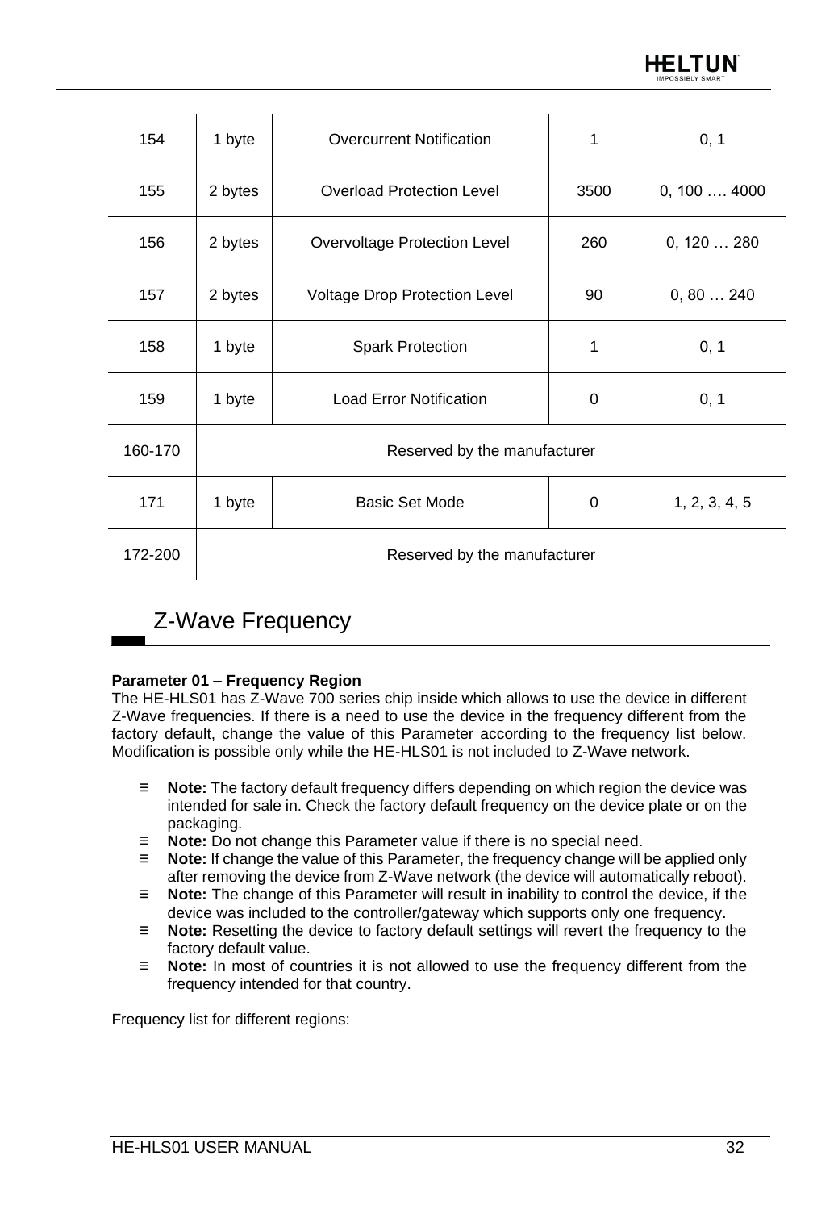| | | | | |
|---|---|---|---|---|
| 154 | 1 byte | Overcurrent Notification | 1 | 0, 1 |
| 155 | 2 bytes | Overload Protection Level | 3500 | 0, 100 …. 4000 |
| 156 | 2 bytes | Overvoltage Protection Level | 260 | 0, 120 … 280 |
| 157 | 2 bytes | Voltage Drop Protection Level | 90 | 0, 80 … 240 |
| 158 | 1 byte | Spark Protection | 1 | 0, 1 |
| 159 | 1 byte | Load Error Notification | 0 | 0, 1 |
| 160-170 | Reserved by the manufacturer | | | |
| 171 | 1 byte | Basic Set Mode | 0 | 1, 2, 3, 4, 5 |
| 172-200 | Reserved by the manufacturer | | | |

## Z-Wave Frequency

**Parameter 01 – Frequency Region**
The HE-HLS01 has Z-Wave 700 series chip inside which allows to use the device in different Z-Wave frequencies. If there is a need to use the device in the frequency different from the factory default, change the value of this Parameter according to the frequency list below. Modification is possible only while the HE-HLS01 is not included to Z-Wave network.

- **Note:** The factory default frequency differs depending on which region the device was intended for sale in. Check the factory default frequency on the device plate or on the packaging.
- **Note:** Do not change this Parameter value if there is no special need.
- **Note:** If change the value of this Parameter, the frequency change will be applied only after removing the device from Z-Wave network (the device will automatically reboot).
- **Note:** The change of this Parameter will result in inability to control the device, if the device was included to the controller/gateway which supports only one frequency.
- **Note:** Resetting the device to factory default settings will revert the frequency to the factory default value.
- **Note:** In most of countries it is not allowed to use the frequency different from the frequency intended for that country.

Frequency list for different regions: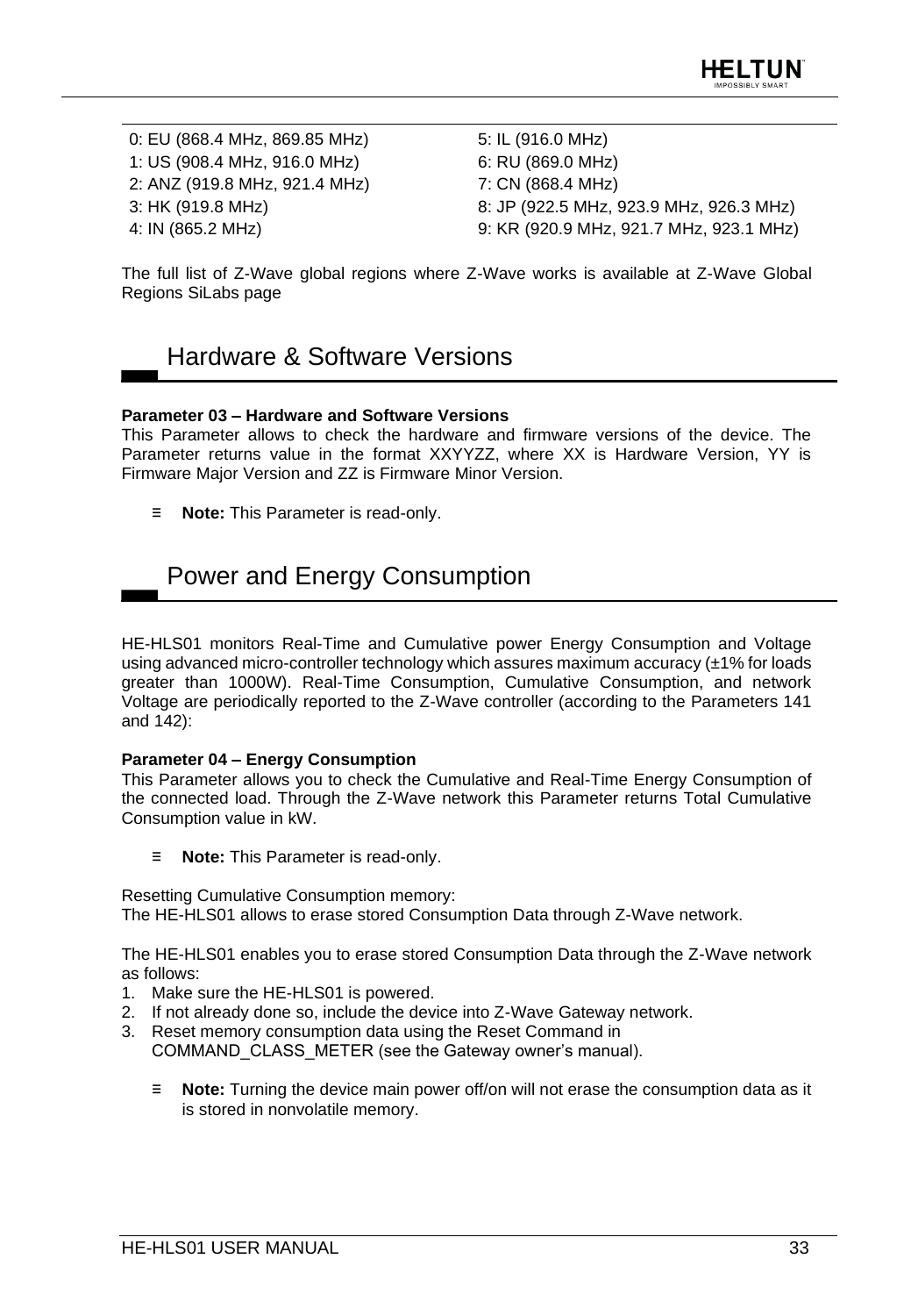0: EU (868.4 MHz, 869.85 MHz)
1: US (908.4 MHz, 916.0 MHz)
2: ANZ (919.8 MHz, 921.4 MHz)
3: HK (919.8 MHz)
4: IN (865.2 MHz)
5: IL (916.0 MHz)
6: RU (869.0 MHz)
7: CN (868.4 MHz)
8: JP (922.5 MHz, 923.9 MHz, 926.3 MHz)
9: KR (920.9 MHz, 921.7 MHz, 923.1 MHz)

The full list of Z-Wave global regions where Z-Wave works is available at Z-Wave Global Regions SiLabs page

## Hardware & Software Versions

**Parameter 03 – Hardware and Software Versions**
This Parameter allows to check the hardware and firmware versions of the device. The Parameter returns value in the format XXYYZZ, where XX is Hardware Version, YY is Firmware Major Version and ZZ is Firmware Minor Version.

- **Note:** This Parameter is read-only.

## Power and Energy Consumption

HE-HLS01 monitors Real-Time and Cumulative power Energy Consumption and Voltage using advanced micro-controller technology which assures maximum accuracy (±1% for loads greater than 1000W). Real-Time Consumption, Cumulative Consumption, and network Voltage are periodically reported to the Z-Wave controller (according to the Parameters 141 and 142):

**Parameter 04 – Energy Consumption**
This Parameter allows you to check the Cumulative and Real-Time Energy Consumption of the connected load. Through the Z-Wave network this Parameter returns Total Cumulative Consumption value in kW.

- **Note:** This Parameter is read-only.

Resetting Cumulative Consumption memory:
The HE-HLS01 allows to erase stored Consumption Data through Z-Wave network.

The HE-HLS01 enables you to erase stored Consumption Data through the Z-Wave network as follows:

1. Make sure the HE-HLS01 is powered.
2. If not already done so, include the device into Z-Wave Gateway network.
3. Reset memory consumption data using the Reset Command in COMMAND_CLASS_METER (see the Gateway owner's manual).

   - **Note:** Turning the device main power off/on will not erase the consumption data as it is stored in nonvolatile memory.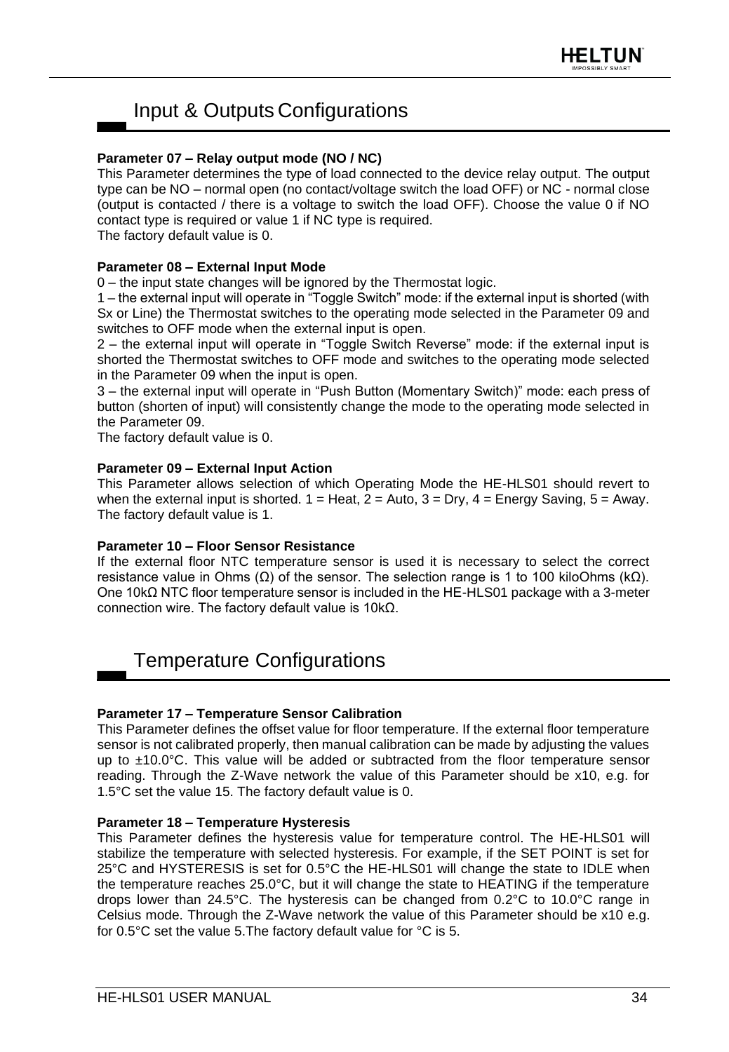# Input & Outputs Configurations

**Parameter 07 – Relay output mode (NO / NC)**

This Parameter determines the type of load connected to the device relay output. The output type can be NO – normal open (no contact/voltage switch the load OFF) or NC - normal close (output is contacted / there is a voltage to switch the load OFF). Choose the value 0 if NO contact type is required or value 1 if NC type is required.
The factory default value is 0.

**Parameter 08 – External Input Mode**

0 – the input state changes will be ignored by the Thermostat logic.
1 – the external input will operate in "Toggle Switch" mode: if the external input is shorted (with Sx or Line) the Thermostat switches to the operating mode selected in the Parameter 09 and switches to OFF mode when the external input is open.
2 – the external input will operate in "Toggle Switch Reverse" mode: if the external input is shorted the Thermostat switches to OFF mode and switches to the operating mode selected in the Parameter 09 when the input is open.
3 – the external input will operate in "Push Button (Momentary Switch)" mode: each press of button (shorten of input) will consistently change the mode to the operating mode selected in the Parameter 09.
The factory default value is 0.

**Parameter 09 – External Input Action**

This Parameter allows selection of which Operating Mode the HE-HLS01 should revert to when the external input is shorted. 1 = Heat, 2 = Auto, 3 = Dry, 4 = Energy Saving, 5 = Away. The factory default value is 1.

**Parameter 10 – Floor Sensor Resistance**

If the external floor NTC temperature sensor is used it is necessary to select the correct resistance value in Ohms (Ω) of the sensor. The selection range is 1 to 100 kiloOhms (kΩ). One 10kΩ NTC floor temperature sensor is included in the HE-HLS01 package with a 3-meter connection wire. The factory default value is 10kΩ.

# Temperature Configurations

**Parameter 17 – Temperature Sensor Calibration**

This Parameter defines the offset value for floor temperature. If the external floor temperature sensor is not calibrated properly, then manual calibration can be made by adjusting the values up to ±10.0°C. This value will be added or subtracted from the floor temperature sensor reading. Through the Z-Wave network the value of this Parameter should be x10, e.g. for 1.5°C set the value 15. The factory default value is 0.

**Parameter 18 – Temperature Hysteresis**

This Parameter defines the hysteresis value for temperature control. The HE-HLS01 will stabilize the temperature with selected hysteresis. For example, if the SET POINT is set for 25°C and HYSTERESIS is set for 0.5°C the HE-HLS01 will change the state to IDLE when the temperature reaches 25.0°C, but it will change the state to HEATING if the temperature drops lower than 24.5°C. The hysteresis can be changed from 0.2°C to 10.0°C range in Celsius mode. Through the Z-Wave network the value of this Parameter should be x10 e.g. for 0.5°C set the value 5.The factory default value for °C is 5.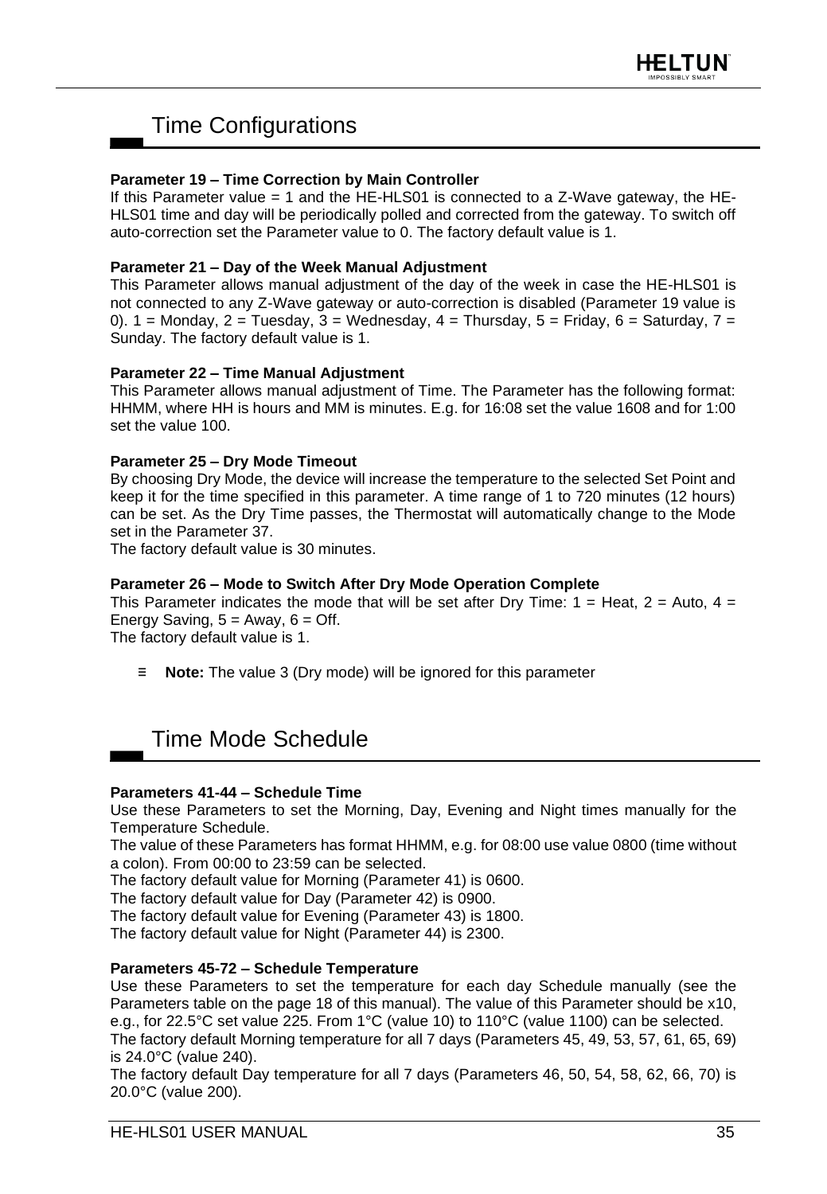## Time Configurations

**Parameter 19 – Time Correction by Main Controller**

If this Parameter value = 1 and the HE-HLS01 is connected to a Z-Wave gateway, the HE-HLS01 time and day will be periodically polled and corrected from the gateway. To switch off auto-correction set the Parameter value to 0. The factory default value is 1.

**Parameter 21 – Day of the Week Manual Adjustment**

This Parameter allows manual adjustment of the day of the week in case the HE-HLS01 is not connected to any Z-Wave gateway or auto-correction is disabled (Parameter 19 value is 0). 1 = Monday, 2 = Tuesday, 3 = Wednesday, 4 = Thursday, 5 = Friday, 6 = Saturday, 7 = Sunday. The factory default value is 1.

**Parameter 22 – Time Manual Adjustment**

This Parameter allows manual adjustment of Time. The Parameter has the following format: HHMM, where HH is hours and MM is minutes. E.g. for 16:08 set the value 1608 and for 1:00 set the value 100.

**Parameter 25 – Dry Mode Timeout**

By choosing Dry Mode, the device will increase the temperature to the selected Set Point and keep it for the time specified in this parameter. A time range of 1 to 720 minutes (12 hours) can be set. As the Dry Time passes, the Thermostat will automatically change to the Mode set in the Parameter 37.

The factory default value is 30 minutes.

**Parameter 26 – Mode to Switch After Dry Mode Operation Complete**

This Parameter indicates the mode that will be set after Dry Time: 1 = Heat, 2 = Auto, 4 = Energy Saving, 5 = Away, 6 = Off.

The factory default value is 1.

- **Note:** The value 3 (Dry mode) will be ignored for this parameter

## Time Mode Schedule

**Parameters 41-44 – Schedule Time**

Use these Parameters to set the Morning, Day, Evening and Night times manually for the Temperature Schedule.

The value of these Parameters has format HHMM, e.g. for 08:00 use value 0800 (time without a colon). From 00:00 to 23:59 can be selected.

The factory default value for Morning (Parameter 41) is 0600.

The factory default value for Day (Parameter 42) is 0900.

The factory default value for Evening (Parameter 43) is 1800.

The factory default value for Night (Parameter 44) is 2300.

**Parameters 45-72 – Schedule Temperature**

Use these Parameters to set the temperature for each day Schedule manually (see the Parameters table on the page 18 of this manual). The value of this Parameter should be x10, e.g., for 22.5°C set value 225. From 1°C (value 10) to 110°C (value 1100) can be selected.

The factory default Morning temperature for all 7 days (Parameters 45, 49, 53, 57, 61, 65, 69) is 24.0°C (value 240).

The factory default Day temperature for all 7 days (Parameters 46, 50, 54, 58, 62, 66, 70) is 20.0°C (value 200).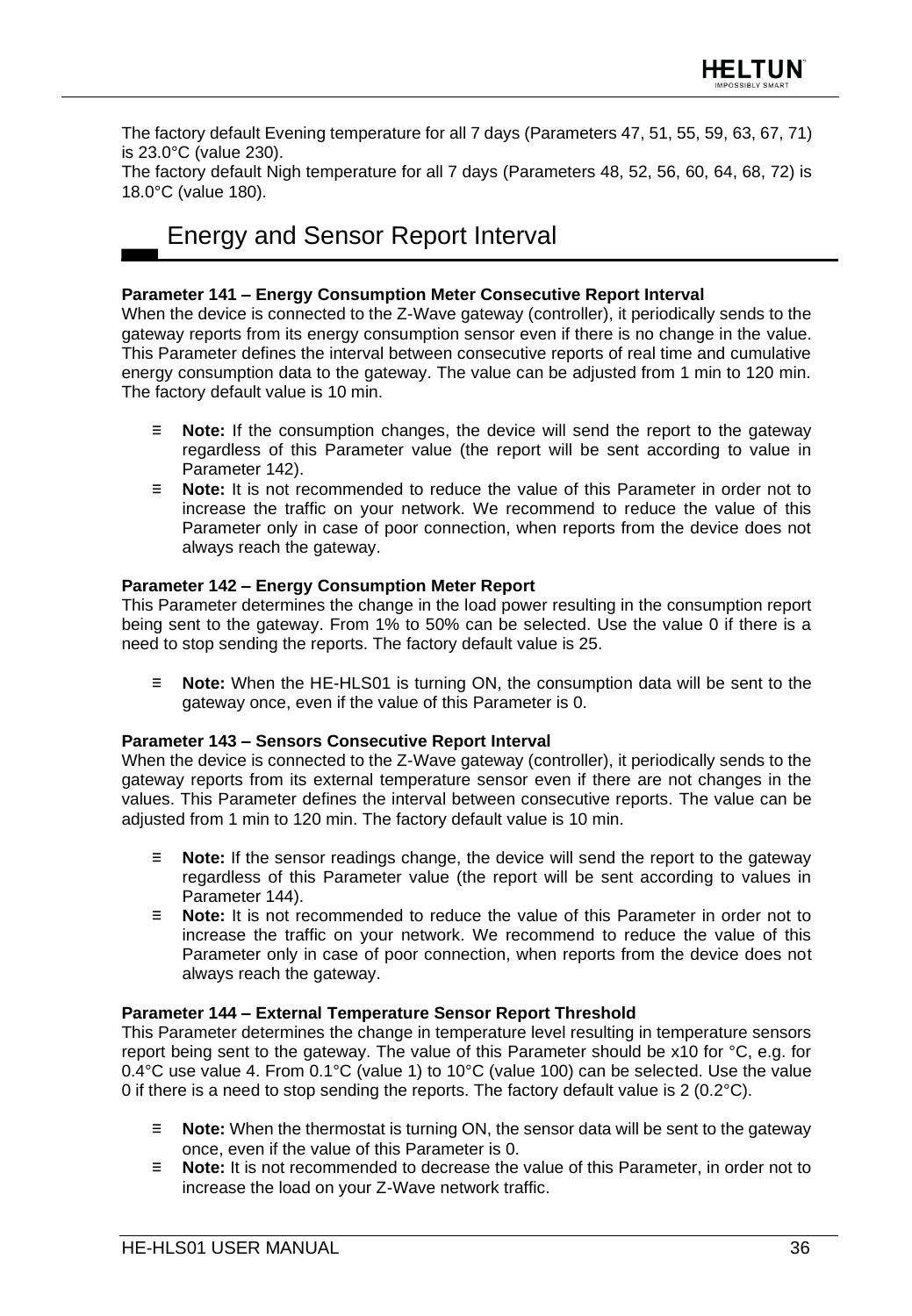The factory default Evening temperature for all 7 days (Parameters 47, 51, 55, 59, 63, 67, 71) is 23.0°C (value 230).
The factory default Nigh temperature for all 7 days (Parameters 48, 52, 56, 60, 64, 68, 72) is 18.0°C (value 180).

# Energy and Sensor Report Interval

**Parameter 141 – Energy Consumption Meter Consecutive Report Interval**
When the device is connected to the Z-Wave gateway (controller), it periodically sends to the gateway reports from its energy consumption sensor even if there is no change in the value. This Parameter defines the interval between consecutive reports of real time and cumulative energy consumption data to the gateway. The value can be adjusted from 1 min to 120 min. The factory default value is 10 min.

- **Note:** If the consumption changes, the device will send the report to the gateway regardless of this Parameter value (the report will be sent according to value in Parameter 142).
- **Note:** It is not recommended to reduce the value of this Parameter in order not to increase the traffic on your network. We recommend to reduce the value of this Parameter only in case of poor connection, when reports from the device does not always reach the gateway.

**Parameter 142 – Energy Consumption Meter Report**
This Parameter determines the change in the load power resulting in the consumption report being sent to the gateway. From 1% to 50% can be selected. Use the value 0 if there is a need to stop sending the reports. The factory default value is 25.

- **Note:** When the HE-HLS01 is turning ON, the consumption data will be sent to the gateway once, even if the value of this Parameter is 0.

**Parameter 143 – Sensors Consecutive Report Interval**
When the device is connected to the Z-Wave gateway (controller), it periodically sends to the gateway reports from its external temperature sensor even if there are not changes in the values. This Parameter defines the interval between consecutive reports. The value can be adjusted from 1 min to 120 min. The factory default value is 10 min.

- **Note:** If the sensor readings change, the device will send the report to the gateway regardless of this Parameter value (the report will be sent according to values in Parameter 144).
- **Note:** It is not recommended to reduce the value of this Parameter in order not to increase the traffic on your network. We recommend to reduce the value of this Parameter only in case of poor connection, when reports from the device does not always reach the gateway.

**Parameter 144 – External Temperature Sensor Report Threshold**
This Parameter determines the change in temperature level resulting in temperature sensors report being sent to the gateway. The value of this Parameter should be x10 for °C, e.g. for 0.4°C use value 4. From 0.1°C (value 1) to 10°C (value 100) can be selected. Use the value 0 if there is a need to stop sending the reports. The factory default value is 2 (0.2°C).

- **Note:** When the thermostat is turning ON, the sensor data will be sent to the gateway once, even if the value of this Parameter is 0.
- **Note:** It is not recommended to decrease the value of this Parameter, in order not to increase the load on your Z-Wave network traffic.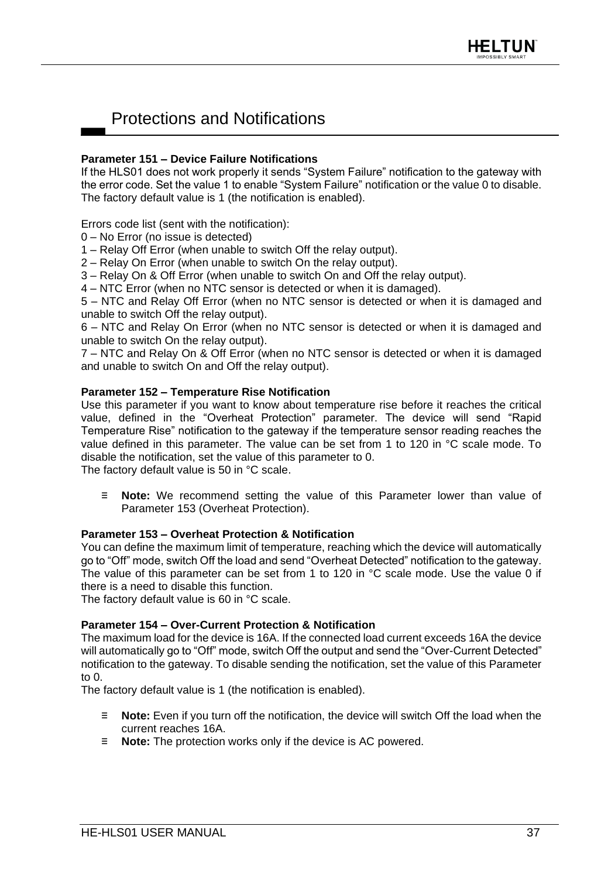# Protections and Notifications

**Parameter 151 – Device Failure Notifications**

If the HLS01 does not work properly it sends "System Failure" notification to the gateway with the error code. Set the value 1 to enable "System Failure" notification or the value 0 to disable. The factory default value is 1 (the notification is enabled).

Errors code list (sent with the notification):

0 – No Error (no issue is detected)

1 – Relay Off Error (when unable to switch Off the relay output).

2 – Relay On Error (when unable to switch On the relay output).

3 – Relay On & Off Error (when unable to switch On and Off the relay output).

4 – NTC Error (when no NTC sensor is detected or when it is damaged).

5 – NTC and Relay Off Error (when no NTC sensor is detected or when it is damaged and unable to switch Off the relay output).

6 – NTC and Relay On Error (when no NTC sensor is detected or when it is damaged and unable to switch On the relay output).

7 – NTC and Relay On & Off Error (when no NTC sensor is detected or when it is damaged and unable to switch On and Off the relay output).

**Parameter 152 – Temperature Rise Notification**

Use this parameter if you want to know about temperature rise before it reaches the critical value, defined in the "Overheat Protection" parameter. The device will send "Rapid Temperature Rise" notification to the gateway if the temperature sensor reading reaches the value defined in this parameter. The value can be set from 1 to 120 in °C scale mode. To disable the notification, set the value of this parameter to 0.
The factory default value is 50 in °C scale.

- **Note:** We recommend setting the value of this Parameter lower than value of Parameter 153 (Overheat Protection).

**Parameter 153 – Overheat Protection & Notification**

You can define the maximum limit of temperature, reaching which the device will automatically go to "Off" mode, switch Off the load and send "Overheat Detected" notification to the gateway. The value of this parameter can be set from 1 to 120 in °C scale mode. Use the value 0 if there is a need to disable this function.
The factory default value is 60 in °C scale.

**Parameter 154 – Over-Current Protection & Notification**

The maximum load for the device is 16A. If the connected load current exceeds 16A the device will automatically go to "Off" mode, switch Off the output and send the "Over-Current Detected" notification to the gateway. To disable sending the notification, set the value of this Parameter to 0.
The factory default value is 1 (the notification is enabled).

- **Note:** Even if you turn off the notification, the device will switch Off the load when the current reaches 16A.
- **Note:** The protection works only if the device is AC powered.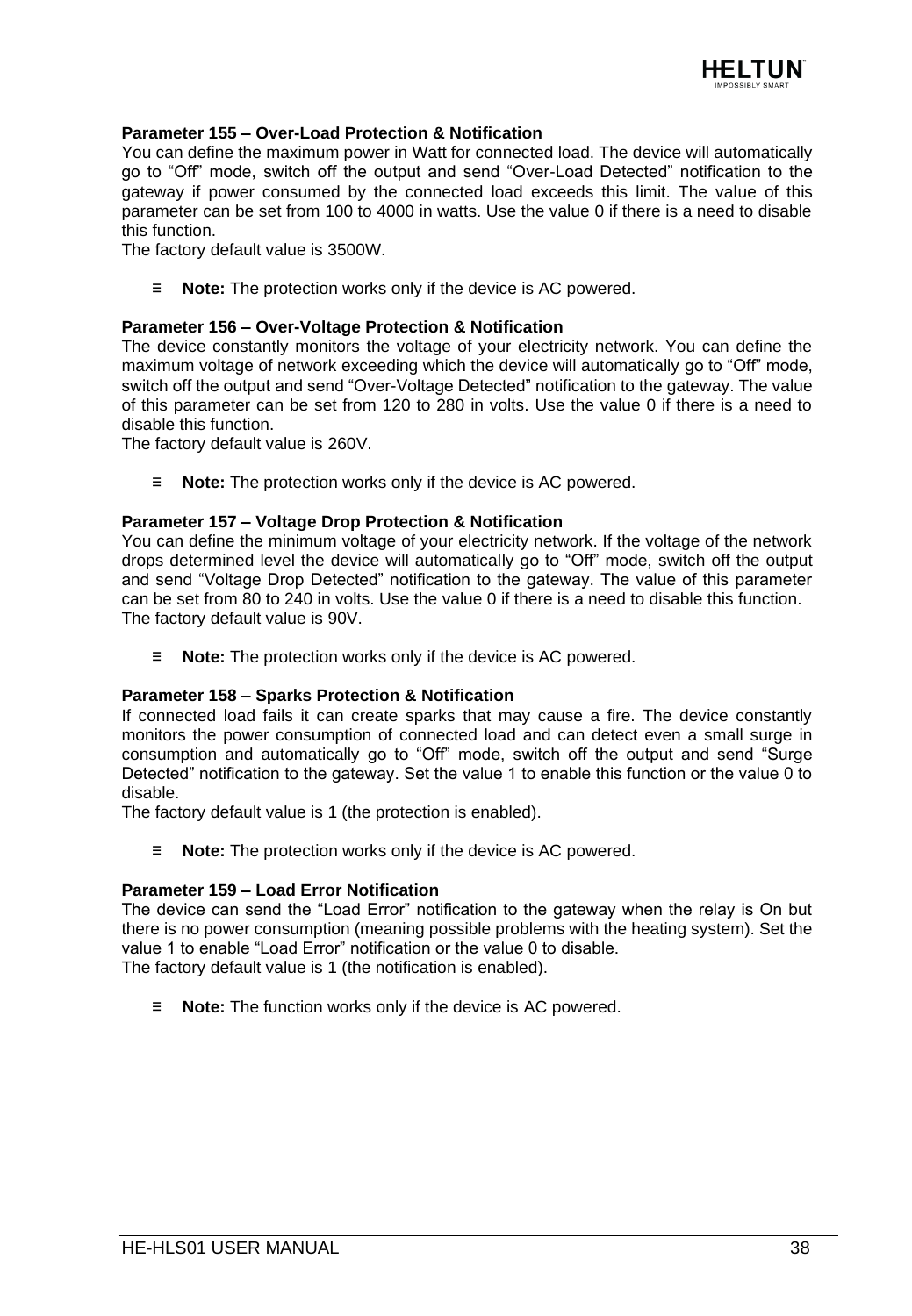**Parameter 155 – Over-Load Protection & Notification**

You can define the maximum power in Watt for connected load. The device will automatically go to "Off" mode, switch off the output and send "Over-Load Detected" notification to the gateway if power consumed by the connected load exceeds this limit. The value of this parameter can be set from 100 to 4000 in watts. Use the value 0 if there is a need to disable this function.
The factory default value is 3500W.

- **Note:** The protection works only if the device is AC powered.

**Parameter 156 – Over-Voltage Protection & Notification**

The device constantly monitors the voltage of your electricity network. You can define the maximum voltage of network exceeding which the device will automatically go to "Off" mode, switch off the output and send "Over-Voltage Detected" notification to the gateway. The value of this parameter can be set from 120 to 280 in volts. Use the value 0 if there is a need to disable this function.
The factory default value is 260V.

- **Note:** The protection works only if the device is AC powered.

**Parameter 157 – Voltage Drop Protection & Notification**

You can define the minimum voltage of your electricity network. If the voltage of the network drops determined level the device will automatically go to "Off" mode, switch off the output and send "Voltage Drop Detected" notification to the gateway. The value of this parameter can be set from 80 to 240 in volts. Use the value 0 if there is a need to disable this function.
The factory default value is 90V.

- **Note:** The protection works only if the device is AC powered.

**Parameter 158 – Sparks Protection & Notification**

If connected load fails it can create sparks that may cause a fire. The device constantly monitors the power consumption of connected load and can detect even a small surge in consumption and automatically go to "Off" mode, switch off the output and send "Surge Detected" notification to the gateway. Set the value 1 to enable this function or the value 0 to disable.
The factory default value is 1 (the protection is enabled).

- **Note:** The protection works only if the device is AC powered.

**Parameter 159 – Load Error Notification**

The device can send the "Load Error" notification to the gateway when the relay is On but there is no power consumption (meaning possible problems with the heating system). Set the value 1 to enable "Load Error" notification or the value 0 to disable.
The factory default value is 1 (the notification is enabled).

- **Note:** The function works only if the device is AC powered.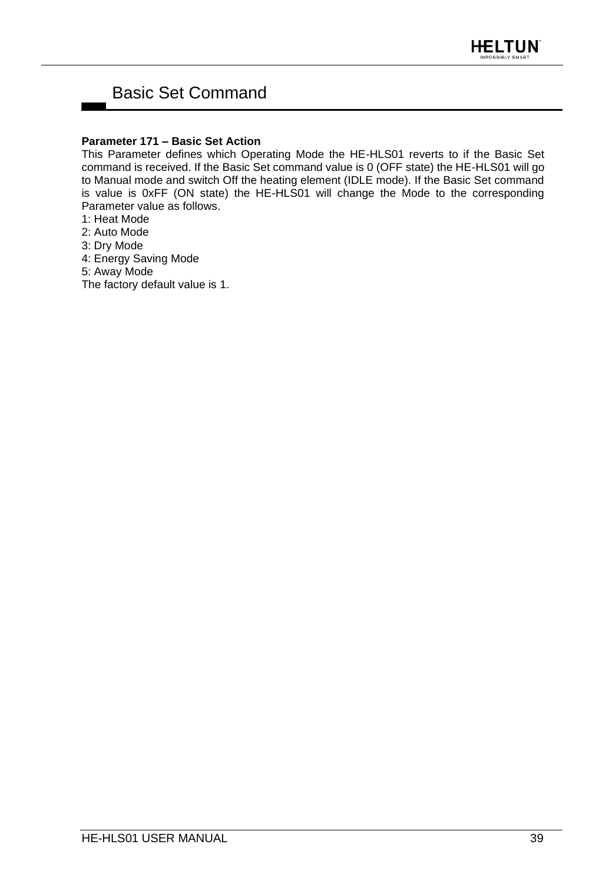# Basic Set Command

**Parameter 171 – Basic Set Action**

This Parameter defines which Operating Mode the HE-HLS01 reverts to if the Basic Set command is received. If the Basic Set command value is 0 (OFF state) the HE-HLS01 will go to Manual mode and switch Off the heating element (IDLE mode). If the Basic Set command is value is 0xFF (ON state) the HE-HLS01 will change the Mode to the corresponding Parameter value as follows.

1: Heat Mode
2: Auto Mode
3: Dry Mode
4: Energy Saving Mode
5: Away Mode

The factory default value is 1.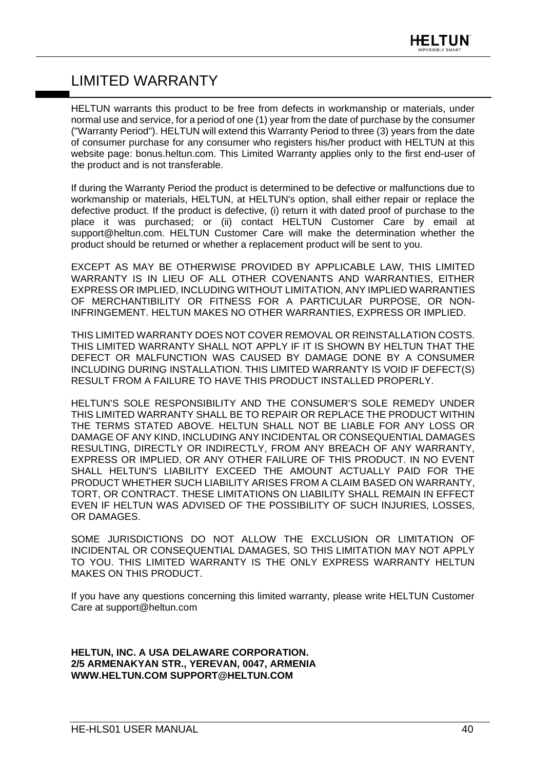# LIMITED WARRANTY

HELTUN warrants this product to be free from defects in workmanship or materials, under normal use and service, for a period of one (1) year from the date of purchase by the consumer ("Warranty Period"). HELTUN will extend this Warranty Period to three (3) years from the date of consumer purchase for any consumer who registers his/her product with HELTUN at this website page: bonus.heltun.com. This Limited Warranty applies only to the first end-user of the product and is not transferable.

If during the Warranty Period the product is determined to be defective or malfunctions due to workmanship or materials, HELTUN, at HELTUN's option, shall either repair or replace the defective product. If the product is defective, (i) return it with dated proof of purchase to the place it was purchased; or (ii) contact HELTUN Customer Care by email at support@heltun.com. HELTUN Customer Care will make the determination whether the product should be returned or whether a replacement product will be sent to you.

EXCEPT AS MAY BE OTHERWISE PROVIDED BY APPLICABLE LAW, THIS LIMITED WARRANTY IS IN LIEU OF ALL OTHER COVENANTS AND WARRANTIES, EITHER EXPRESS OR IMPLIED, INCLUDING WITHOUT LIMITATION, ANY IMPLIED WARRANTIES OF MERCHANTIBILITY OR FITNESS FOR A PARTICULAR PURPOSE, OR NON-INFRINGEMENT. HELTUN MAKES NO OTHER WARRANTIES, EXPRESS OR IMPLIED.

THIS LIMITED WARRANTY DOES NOT COVER REMOVAL OR REINSTALLATION COSTS. THIS LIMITED WARRANTY SHALL NOT APPLY IF IT IS SHOWN BY HELTUN THAT THE DEFECT OR MALFUNCTION WAS CAUSED BY DAMAGE DONE BY A CONSUMER INCLUDING DURING INSTALLATION. THIS LIMITED WARRANTY IS VOID IF DEFECT(S) RESULT FROM A FAILURE TO HAVE THIS PRODUCT INSTALLED PROPERLY.

HELTUN'S SOLE RESPONSIBILITY AND THE CONSUMER'S SOLE REMEDY UNDER THIS LIMITED WARRANTY SHALL BE TO REPAIR OR REPLACE THE PRODUCT WITHIN THE TERMS STATED ABOVE. HELTUN SHALL NOT BE LIABLE FOR ANY LOSS OR DAMAGE OF ANY KIND, INCLUDING ANY INCIDENTAL OR CONSEQUENTIAL DAMAGES RESULTING, DIRECTLY OR INDIRECTLY, FROM ANY BREACH OF ANY WARRANTY, EXPRESS OR IMPLIED, OR ANY OTHER FAILURE OF THIS PRODUCT. IN NO EVENT SHALL HELTUN'S LIABILITY EXCEED THE AMOUNT ACTUALLY PAID FOR THE PRODUCT WHETHER SUCH LIABILITY ARISES FROM A CLAIM BASED ON WARRANTY, TORT, OR CONTRACT. THESE LIMITATIONS ON LIABILITY SHALL REMAIN IN EFFECT EVEN IF HELTUN WAS ADVISED OF THE POSSIBILITY OF SUCH INJURIES, LOSSES, OR DAMAGES.

SOME JURISDICTIONS DO NOT ALLOW THE EXCLUSION OR LIMITATION OF INCIDENTAL OR CONSEQUENTIAL DAMAGES, SO THIS LIMITATION MAY NOT APPLY TO YOU. THIS LIMITED WARRANTY IS THE ONLY EXPRESS WARRANTY HELTUN MAKES ON THIS PRODUCT.

If you have any questions concerning this limited warranty, please write HELTUN Customer Care at support@heltun.com

**HELTUN, INC. A USA DELAWARE CORPORATION.**
**2/5 ARMENAKYAN STR., YEREVAN, 0047, ARMENIA**
**WWW.HELTUN.COM SUPPORT@HELTUN.COM**